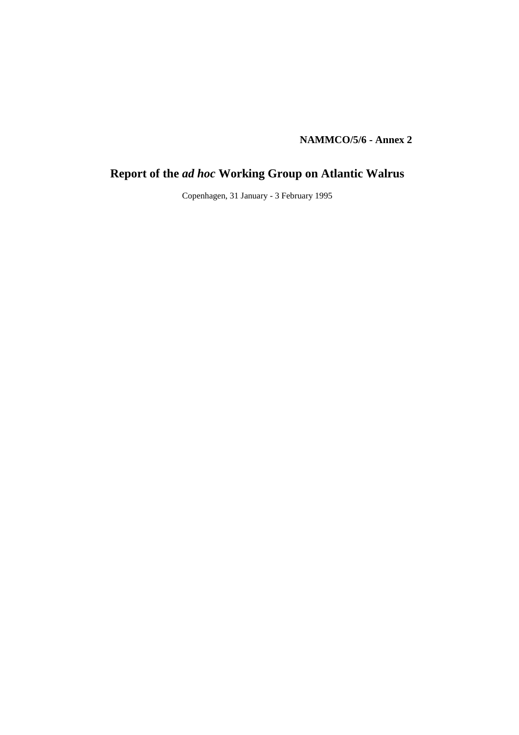**NAMMCO/5/6 - Annex 2**

# Report of the *ad hoc* Working Group on Atlantic Walrus

Copenhagen, 31 January - 3 February 1995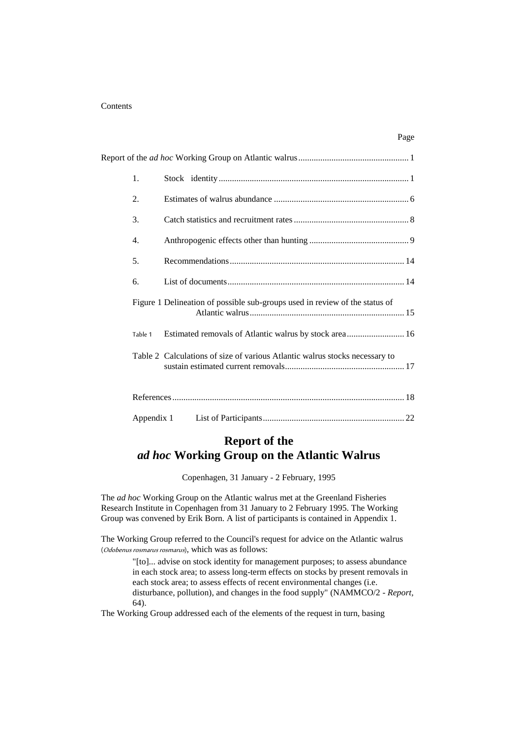Contents

| | Page |
|---|---|
| Report of the *ad hoc* Working Group on Atlantic walrus | 1 |
| 1. Stock identity | 1 |
| 2. Estimates of walrus abundance | 6 |
| 3. Catch statistics and recruitment rates | 8 |
| 4. Anthropogenic effects other than hunting | 9 |
| 5. Recommendations | 14 |
| 6. List of documents | 14 |
| Figure 1 Delineation of possible sub-groups used in review of the status of Atlantic walrus | 15 |
| Table 1 Estimated removals of Atlantic walrus by stock area | 16 |
| Table 2 Calculations of size of various Atlantic walrus stocks necessary to sustain estimated current removals | 17 |
| References | 18 |
| Appendix 1 List of Participants | 22 |

# Report of the *ad hoc* Working Group on the Atlantic Walrus

Copenhagen, 31 January - 2 February, 1995

The *ad hoc* Working Group on the Atlantic walrus met at the Greenland Fisheries Research Institute in Copenhagen from 31 January to 2 February 1995. The Working Group was convened by Erik Born. A list of participants is contained in Appendix 1.

The Working Group referred to the Council's request for advice on the Atlantic walrus (*Odobenus rosmarus rosmarus*), which was as follows:

> "[to]... advise on stock identity for management purposes; to assess abundance in each stock area; to assess long-term effects on stocks by present removals in each stock area; to assess effects of recent environmental changes (i.e. disturbance, pollution), and changes in the food supply" (NAMMCO/2 - *Report*, 64).

The Working Group addressed each of the elements of the request in turn, basing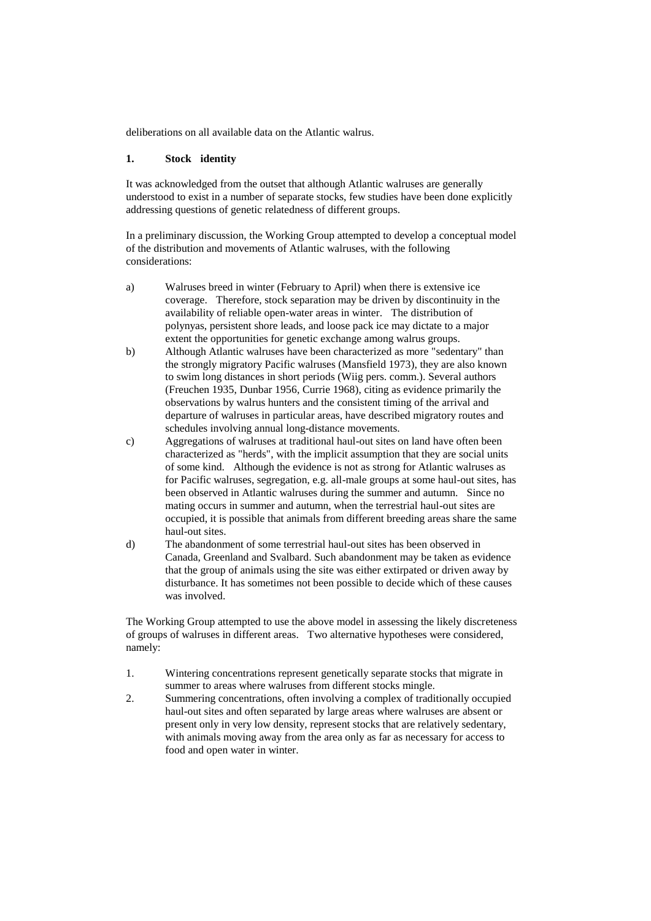deliberations on all available data on the Atlantic walrus.

## 1. Stock identity

It was acknowledged from the outset that although Atlantic walruses are generally understood to exist in a number of separate stocks, few studies have been done explicitly addressing questions of genetic relatedness of different groups.

In a preliminary discussion, the Working Group attempted to develop a conceptual model of the distribution and movements of Atlantic walruses, with the following considerations:

a) Walruses breed in winter (February to April) when there is extensive ice coverage. Therefore, stock separation may be driven by discontinuity in the availability of reliable open-water areas in winter. The distribution of polynyas, persistent shore leads, and loose pack ice may dictate to a major extent the opportunities for genetic exchange among walrus groups.

b) Although Atlantic walruses have been characterized as more "sedentary" than the strongly migratory Pacific walruses (Mansfield 1973), they are also known to swim long distances in short periods (Wiig pers. comm.). Several authors (Freuchen 1935, Dunbar 1956, Currie 1968), citing as evidence primarily the observations by walrus hunters and the consistent timing of the arrival and departure of walruses in particular areas, have described migratory routes and schedules involving annual long-distance movements.

c) Aggregations of walruses at traditional haul-out sites on land have often been characterized as "herds", with the implicit assumption that they are social units of some kind. Although the evidence is not as strong for Atlantic walruses as for Pacific walruses, segregation, e.g. all-male groups at some haul-out sites, has been observed in Atlantic walruses during the summer and autumn. Since no mating occurs in summer and autumn, when the terrestrial haul-out sites are occupied, it is possible that animals from different breeding areas share the same haul-out sites.

d) The abandonment of some terrestrial haul-out sites has been observed in Canada, Greenland and Svalbard. Such abandonment may be taken as evidence that the group of animals using the site was either extirpated or driven away by disturbance. It has sometimes not been possible to decide which of these causes was involved.

The Working Group attempted to use the above model in assessing the likely discreteness of groups of walruses in different areas. Two alternative hypotheses were considered, namely:

1. Wintering concentrations represent genetically separate stocks that migrate in summer to areas where walruses from different stocks mingle.
2. Summering concentrations, often involving a complex of traditionally occupied haul-out sites and often separated by large areas where walruses are absent or present only in very low density, represent stocks that are relatively sedentary, with animals moving away from the area only as far as necessary for access to food and open water in winter.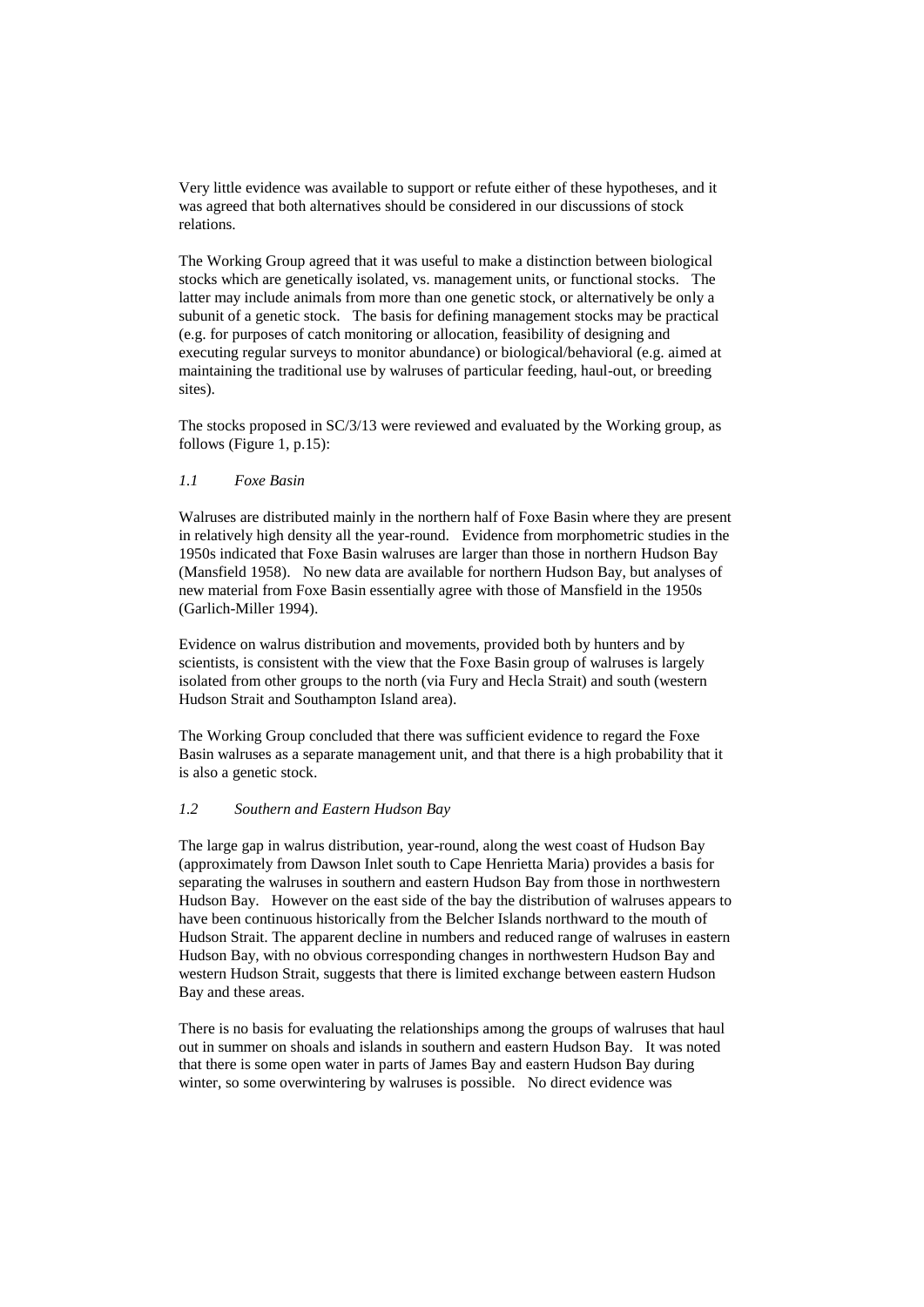Very little evidence was available to support or refute either of these hypotheses, and it was agreed that both alternatives should be considered in our discussions of stock relations.

The Working Group agreed that it was useful to make a distinction between biological stocks which are genetically isolated, vs. management units, or functional stocks. The latter may include animals from more than one genetic stock, or alternatively be only a subunit of a genetic stock. The basis for defining management stocks may be practical (e.g. for purposes of catch monitoring or allocation, feasibility of designing and executing regular surveys to monitor abundance) or biological/behavioral (e.g. aimed at maintaining the traditional use by walruses of particular feeding, haul-out, or breeding sites).

The stocks proposed in SC/3/13 were reviewed and evaluated by the Working group, as follows (Figure 1, p.15):

### *1.1 Foxe Basin*

Walruses are distributed mainly in the northern half of Foxe Basin where they are present in relatively high density all the year-round. Evidence from morphometric studies in the 1950s indicated that Foxe Basin walruses are larger than those in northern Hudson Bay (Mansfield 1958). No new data are available for northern Hudson Bay, but analyses of new material from Foxe Basin essentially agree with those of Mansfield in the 1950s (Garlich-Miller 1994).

Evidence on walrus distribution and movements, provided both by hunters and by scientists, is consistent with the view that the Foxe Basin group of walruses is largely isolated from other groups to the north (via Fury and Hecla Strait) and south (western Hudson Strait and Southampton Island area).

The Working Group concluded that there was sufficient evidence to regard the Foxe Basin walruses as a separate management unit, and that there is a high probability that it is also a genetic stock.

### *1.2 Southern and Eastern Hudson Bay*

The large gap in walrus distribution, year-round, along the west coast of Hudson Bay (approximately from Dawson Inlet south to Cape Henrietta Maria) provides a basis for separating the walruses in southern and eastern Hudson Bay from those in northwestern Hudson Bay. However on the east side of the bay the distribution of walruses appears to have been continuous historically from the Belcher Islands northward to the mouth of Hudson Strait. The apparent decline in numbers and reduced range of walruses in eastern Hudson Bay, with no obvious corresponding changes in northwestern Hudson Bay and western Hudson Strait, suggests that there is limited exchange between eastern Hudson Bay and these areas.

There is no basis for evaluating the relationships among the groups of walruses that haul out in summer on shoals and islands in southern and eastern Hudson Bay. It was noted that there is some open water in parts of James Bay and eastern Hudson Bay during winter, so some overwintering by walruses is possible. No direct evidence was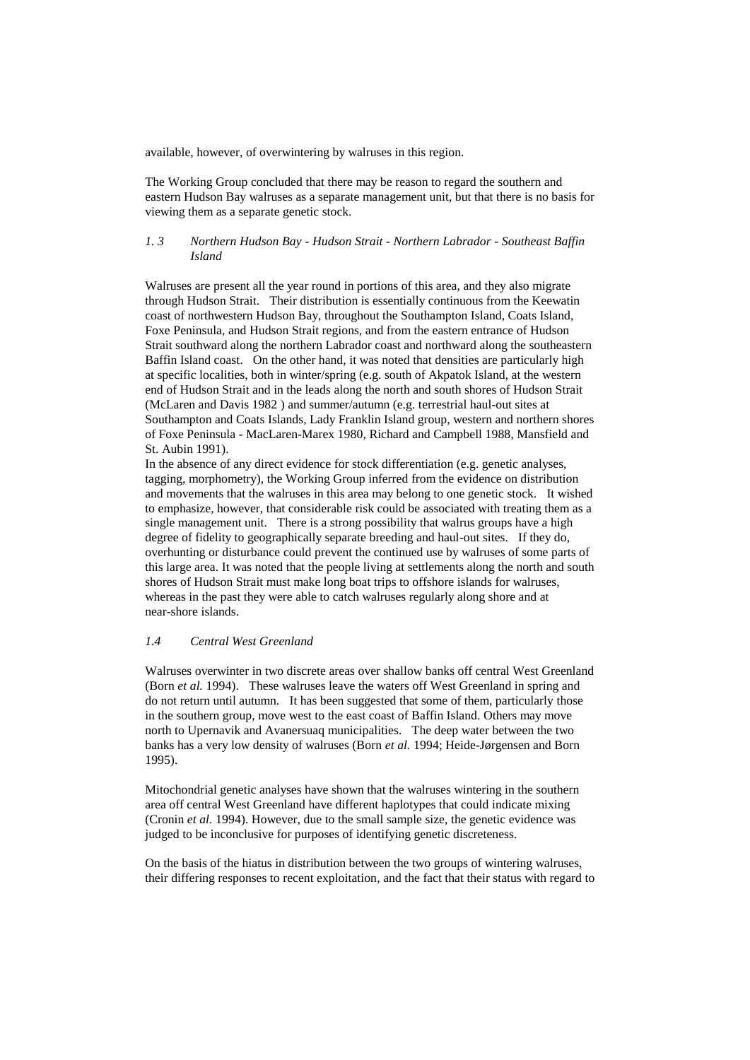available, however, of overwintering by walruses in this region.

The Working Group concluded that there may be reason to regard the southern and eastern Hudson Bay walruses as a separate management unit, but that there is no basis for viewing them as a separate genetic stock.

### *1. 3 Northern Hudson Bay - Hudson Strait - Northern Labrador - Southeast Baffin Island*

Walruses are present all the year round in portions of this area, and they also migrate through Hudson Strait. Their distribution is essentially continuous from the Keewatin coast of northwestern Hudson Bay, throughout the Southampton Island, Coats Island, Foxe Peninsula, and Hudson Strait regions, and from the eastern entrance of Hudson Strait southward along the northern Labrador coast and northward along the southeastern Baffin Island coast. On the other hand, it was noted that densities are particularly high at specific localities, both in winter/spring (e.g. south of Akpatok Island, at the western end of Hudson Strait and in the leads along the north and south shores of Hudson Strait (McLaren and Davis 1982 ) and summer/autumn (e.g. terrestrial haul-out sites at Southampton and Coats Islands, Lady Franklin Island group, western and northern shores of Foxe Peninsula - MacLaren-Marex 1980, Richard and Campbell 1988, Mansfield and St. Aubin 1991).
In the absence of any direct evidence for stock differentiation (e.g. genetic analyses, tagging, morphometry), the Working Group inferred from the evidence on distribution and movements that the walruses in this area may belong to one genetic stock. It wished to emphasize, however, that considerable risk could be associated with treating them as a single management unit. There is a strong possibility that walrus groups have a high degree of fidelity to geographically separate breeding and haul-out sites. If they do, overhunting or disturbance could prevent the continued use by walruses of some parts of this large area. It was noted that the people living at settlements along the north and south shores of Hudson Strait must make long boat trips to offshore islands for walruses, whereas in the past they were able to catch walruses regularly along shore and at near-shore islands.

### *1.4 Central West Greenland*

Walruses overwinter in two discrete areas over shallow banks off central West Greenland (Born *et al.* 1994). These walruses leave the waters off West Greenland in spring and do not return until autumn. It has been suggested that some of them, particularly those in the southern group, move west to the east coast of Baffin Island. Others may move north to Upernavik and Avanersuaq municipalities. The deep water between the two banks has a very low density of walruses (Born *et al.* 1994; Heide-Jørgensen and Born 1995).

Mitochondrial genetic analyses have shown that the walruses wintering in the southern area off central West Greenland have different haplotypes that could indicate mixing (Cronin *et al.* 1994). However, due to the small sample size, the genetic evidence was judged to be inconclusive for purposes of identifying genetic discreteness.

On the basis of the hiatus in distribution between the two groups of wintering walruses, their differing responses to recent exploitation, and the fact that their status with regard to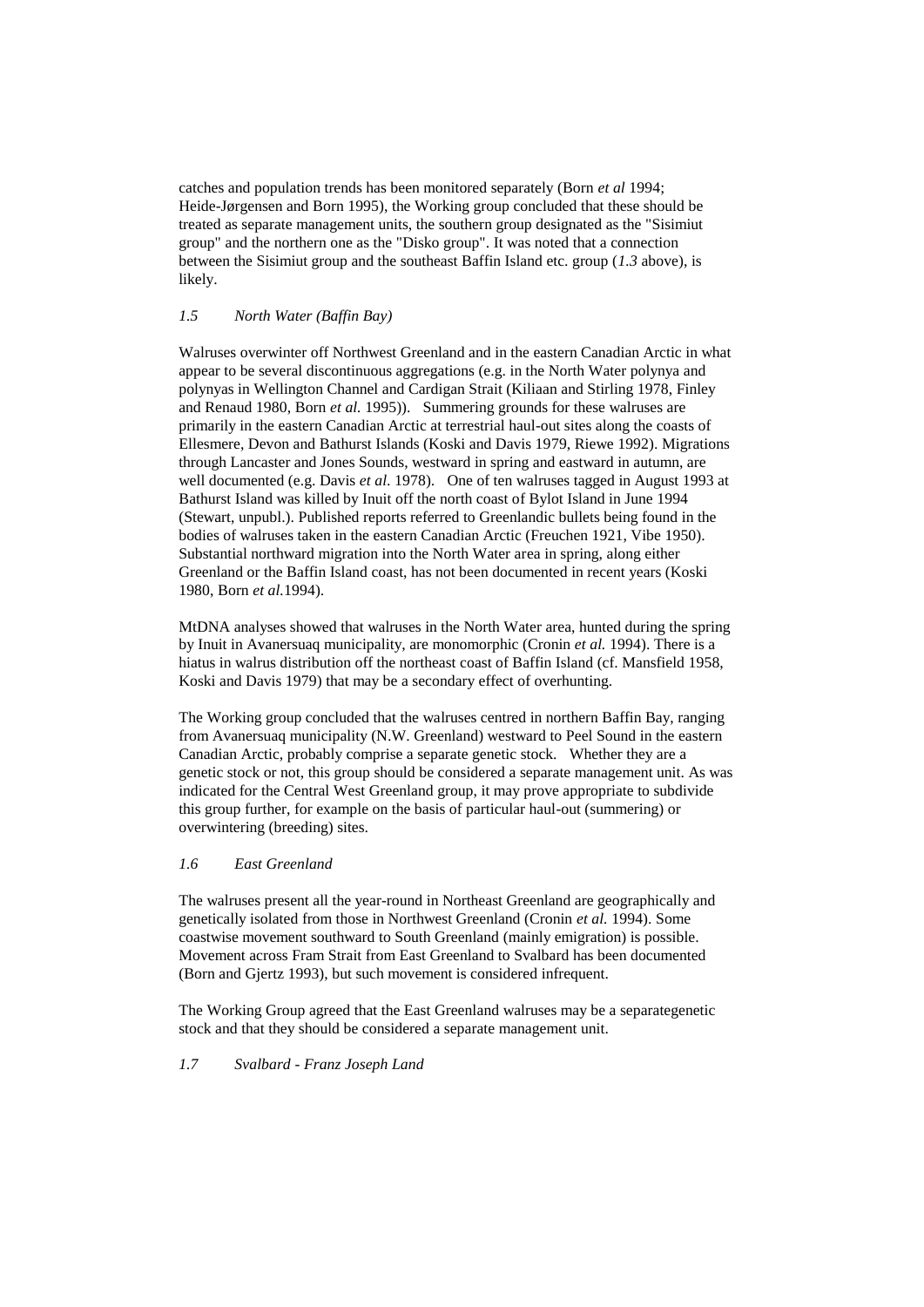catches and population trends has been monitored separately (Born *et al* 1994; Heide-Jørgensen and Born 1995), the Working group concluded that these should be treated as separate management units, the southern group designated as the "Sisimiut group" and the northern one as the "Disko group". It was noted that a connection between the Sisimiut group and the southeast Baffin Island etc. group (*1.3* above), is likely.

### *1.5 North Water (Baffin Bay)*

Walruses overwinter off Northwest Greenland and in the eastern Canadian Arctic in what appear to be several discontinuous aggregations (e.g. in the North Water polynya and polynyas in Wellington Channel and Cardigan Strait (Kiliaan and Stirling 1978, Finley and Renaud 1980, Born *et al.* 1995)). Summering grounds for these walruses are primarily in the eastern Canadian Arctic at terrestrial haul-out sites along the coasts of Ellesmere, Devon and Bathurst Islands (Koski and Davis 1979, Riewe 1992). Migrations through Lancaster and Jones Sounds, westward in spring and eastward in autumn, are well documented (e.g. Davis *et al*. 1978). One of ten walruses tagged in August 1993 at Bathurst Island was killed by Inuit off the north coast of Bylot Island in June 1994 (Stewart, unpubl.). Published reports referred to Greenlandic bullets being found in the bodies of walruses taken in the eastern Canadian Arctic (Freuchen 1921, Vibe 1950). Substantial northward migration into the North Water area in spring, along either Greenland or the Baffin Island coast, has not been documented in recent years (Koski 1980, Born *et al.*1994).

MtDNA analyses showed that walruses in the North Water area, hunted during the spring by Inuit in Avanersuaq municipality, are monomorphic (Cronin *et al.* 1994). There is a hiatus in walrus distribution off the northeast coast of Baffin Island (cf. Mansfield 1958, Koski and Davis 1979) that may be a secondary effect of overhunting.

The Working group concluded that the walruses centred in northern Baffin Bay, ranging from Avanersuaq municipality (N.W. Greenland) westward to Peel Sound in the eastern Canadian Arctic, probably comprise a separate genetic stock. Whether they are a genetic stock or not, this group should be considered a separate management unit. As was indicated for the Central West Greenland group, it may prove appropriate to subdivide this group further, for example on the basis of particular haul-out (summering) or overwintering (breeding) sites.

### *1.6 East Greenland*

The walruses present all the year-round in Northeast Greenland are geographically and genetically isolated from those in Northwest Greenland (Cronin *et al.* 1994). Some coastwise movement southward to South Greenland (mainly emigration) is possible. Movement across Fram Strait from East Greenland to Svalbard has been documented (Born and Gjertz 1993), but such movement is considered infrequent.

The Working Group agreed that the East Greenland walruses may be a separategenetic stock and that they should be considered a separate management unit.

### *1.7 Svalbard - Franz Joseph Land*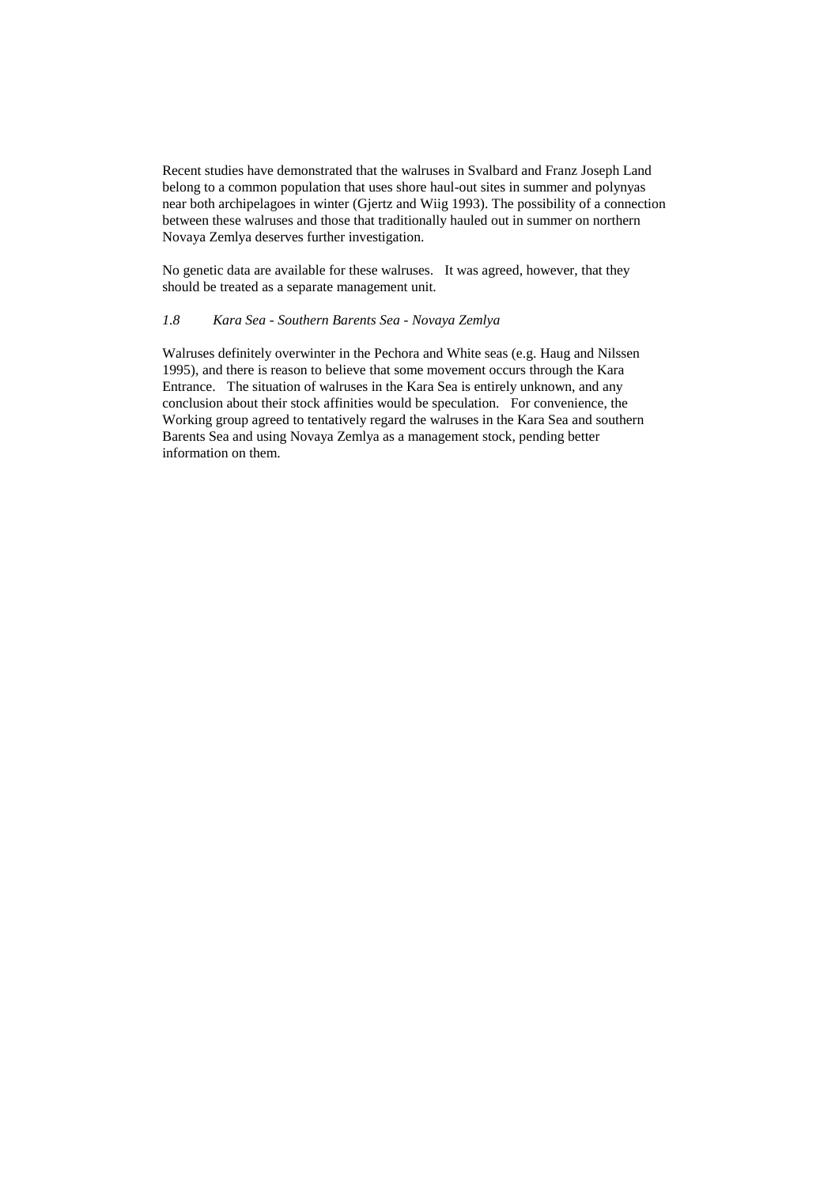Recent studies have demonstrated that the walruses in Svalbard and Franz Joseph Land belong to a common population that uses shore haul-out sites in summer and polynyas near both archipelagoes in winter (Gjertz and Wiig 1993). The possibility of a connection between these walruses and those that traditionally hauled out in summer on northern Novaya Zemlya deserves further investigation.

No genetic data are available for these walruses. It was agreed, however, that they should be treated as a separate management unit.

### *1.8 Kara Sea - Southern Barents Sea - Novaya Zemlya*

Walruses definitely overwinter in the Pechora and White seas (e.g. Haug and Nilssen 1995), and there is reason to believe that some movement occurs through the Kara Entrance. The situation of walruses in the Kara Sea is entirely unknown, and any conclusion about their stock affinities would be speculation. For convenience, the Working group agreed to tentatively regard the walruses in the Kara Sea and southern Barents Sea and using Novaya Zemlya as a management stock, pending better information on them.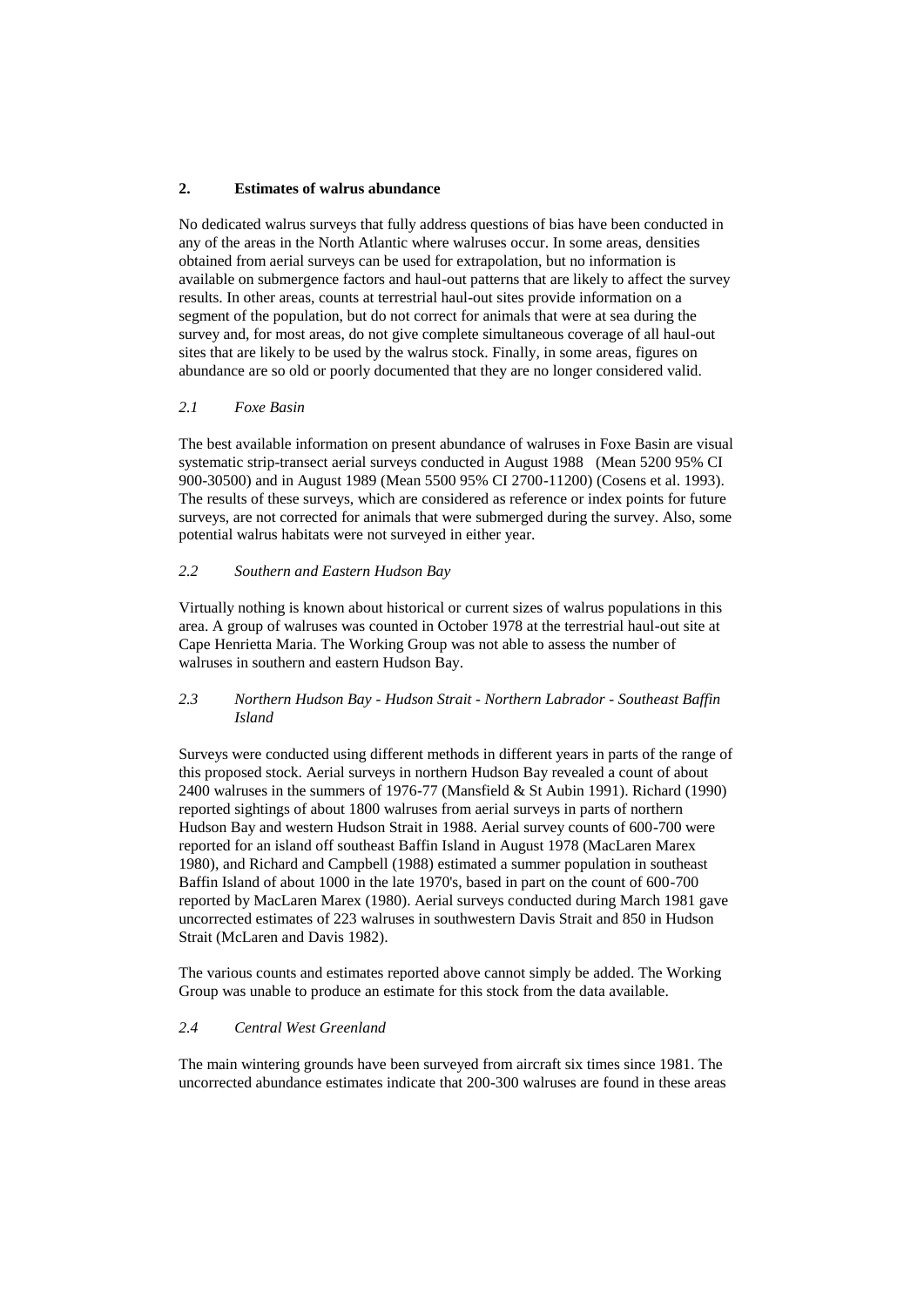## 2. Estimates of walrus abundance

No dedicated walrus surveys that fully address questions of bias have been conducted in any of the areas in the North Atlantic where walruses occur. In some areas, densities obtained from aerial surveys can be used for extrapolation, but no information is available on submergence factors and haul-out patterns that are likely to affect the survey results. In other areas, counts at terrestrial haul-out sites provide information on a segment of the population, but do not correct for animals that were at sea during the survey and, for most areas, do not give complete simultaneous coverage of all haul-out sites that are likely to be used by the walrus stock. Finally, in some areas, figures on abundance are so old or poorly documented that they are no longer considered valid.

### *2.1 Foxe Basin*

The best available information on present abundance of walruses in Foxe Basin are visual systematic strip-transect aerial surveys conducted in August 1988 (Mean 5200 95% CI 900-30500) and in August 1989 (Mean 5500 95% CI 2700-11200) (Cosens et al. 1993). The results of these surveys, which are considered as reference or index points for future surveys, are not corrected for animals that were submerged during the survey. Also, some potential walrus habitats were not surveyed in either year.

### *2.2 Southern and Eastern Hudson Bay*

Virtually nothing is known about historical or current sizes of walrus populations in this area. A group of walruses was counted in October 1978 at the terrestrial haul-out site at Cape Henrietta Maria. The Working Group was not able to assess the number of walruses in southern and eastern Hudson Bay.

### *2.3 Northern Hudson Bay - Hudson Strait - Northern Labrador - Southeast Baffin Island*

Surveys were conducted using different methods in different years in parts of the range of this proposed stock. Aerial surveys in northern Hudson Bay revealed a count of about 2400 walruses in the summers of 1976-77 (Mansfield & St Aubin 1991). Richard (1990) reported sightings of about 1800 walruses from aerial surveys in parts of northern Hudson Bay and western Hudson Strait in 1988. Aerial survey counts of 600-700 were reported for an island off southeast Baffin Island in August 1978 (MacLaren Marex 1980), and Richard and Campbell (1988) estimated a summer population in southeast Baffin Island of about 1000 in the late 1970's, based in part on the count of 600-700 reported by MacLaren Marex (1980). Aerial surveys conducted during March 1981 gave uncorrected estimates of 223 walruses in southwestern Davis Strait and 850 in Hudson Strait (McLaren and Davis 1982).

The various counts and estimates reported above cannot simply be added. The Working Group was unable to produce an estimate for this stock from the data available.

### *2.4 Central West Greenland*

The main wintering grounds have been surveyed from aircraft six times since 1981. The uncorrected abundance estimates indicate that 200-300 walruses are found in these areas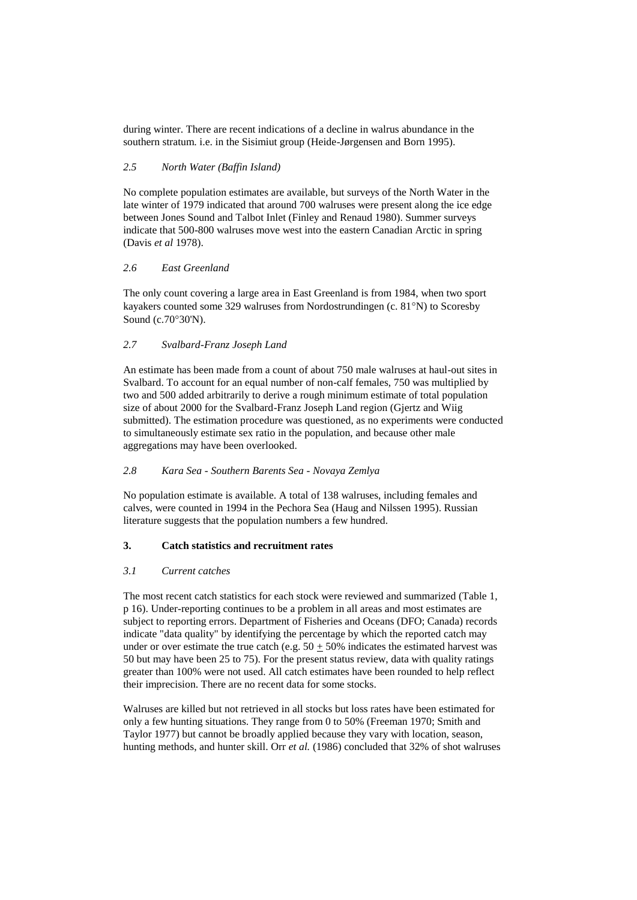during winter. There are recent indications of a decline in walrus abundance in the southern stratum. i.e. in the Sisimiut group (Heide-Jørgensen and Born 1995).

### *2.5 North Water (Baffin Island)*

No complete population estimates are available, but surveys of the North Water in the late winter of 1979 indicated that around 700 walruses were present along the ice edge between Jones Sound and Talbot Inlet (Finley and Renaud 1980). Summer surveys indicate that 500-800 walruses move west into the eastern Canadian Arctic in spring (Davis *et al* 1978).

### *2.6 East Greenland*

The only count covering a large area in East Greenland is from 1984, when two sport kayakers counted some 329 walruses from Nordostrundingen (c. 81°N) to Scoresby Sound (c.70°30'N).

### *2.7 Svalbard-Franz Joseph Land*

An estimate has been made from a count of about 750 male walruses at haul-out sites in Svalbard. To account for an equal number of non-calf females, 750 was multiplied by two and 500 added arbitrarily to derive a rough minimum estimate of total population size of about 2000 for the Svalbard-Franz Joseph Land region (Gjertz and Wiig submitted). The estimation procedure was questioned, as no experiments were conducted to simultaneously estimate sex ratio in the population, and because other male aggregations may have been overlooked.

### *2.8 Kara Sea - Southern Barents Sea - Novaya Zemlya*

No population estimate is available. A total of 138 walruses, including females and calves, were counted in 1994 in the Pechora Sea (Haug and Nilssen 1995). Russian literature suggests that the population numbers a few hundred.

## 3. Catch statistics and recruitment rates

### *3.1 Current catches*

The most recent catch statistics for each stock were reviewed and summarized (Table 1, p 16). Under-reporting continues to be a problem in all areas and most estimates are subject to reporting errors. Department of Fisheries and Oceans (DFO; Canada) records indicate "data quality" by identifying the percentage by which the reported catch may under or over estimate the true catch (e.g. 50 ± 50% indicates the estimated harvest was 50 but may have been 25 to 75). For the present status review, data with quality ratings greater than 100% were not used. All catch estimates have been rounded to help reflect their imprecision. There are no recent data for some stocks.

Walruses are killed but not retrieved in all stocks but loss rates have been estimated for only a few hunting situations. They range from 0 to 50% (Freeman 1970; Smith and Taylor 1977) but cannot be broadly applied because they vary with location, season, hunting methods, and hunter skill. Orr *et al.* (1986) concluded that 32% of shot walruses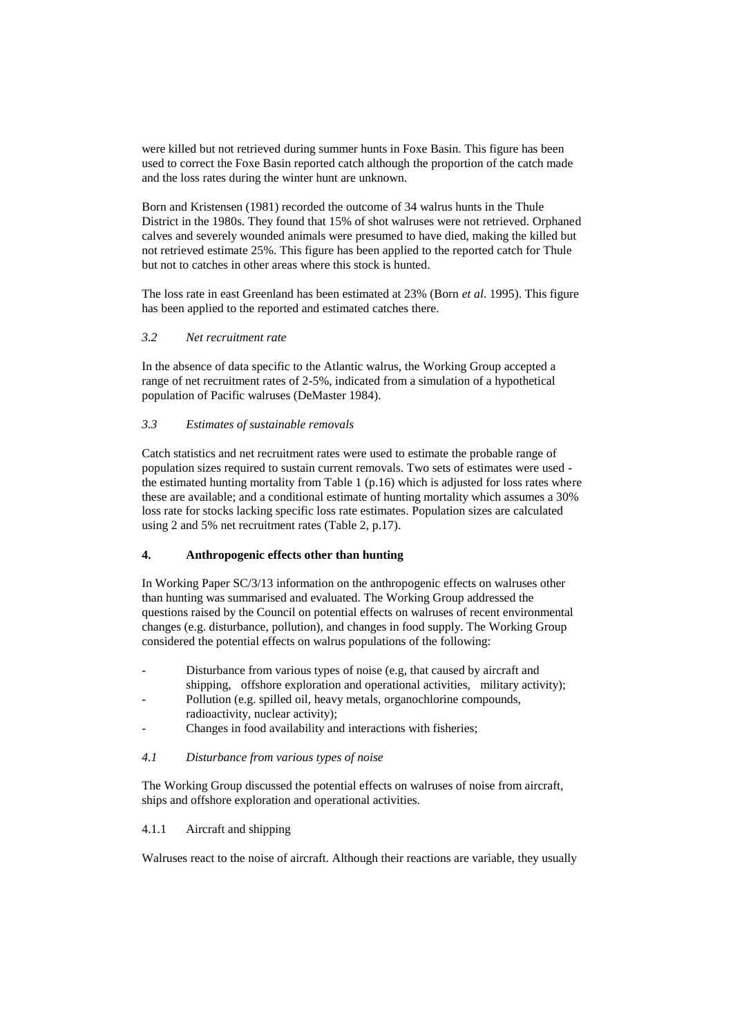were killed but not retrieved during summer hunts in Foxe Basin. This figure has been used to correct the Foxe Basin reported catch although the proportion of the catch made and the loss rates during the winter hunt are unknown.

Born and Kristensen (1981) recorded the outcome of 34 walrus hunts in the Thule District in the 1980s. They found that 15% of shot walruses were not retrieved. Orphaned calves and severely wounded animals were presumed to have died, making the killed but not retrieved estimate 25%. This figure has been applied to the reported catch for Thule but not to catches in other areas where this stock is hunted.

The loss rate in east Greenland has been estimated at 23% (Born *et al*. 1995). This figure has been applied to the reported and estimated catches there.

### *3.2 Net recruitment rate*

In the absence of data specific to the Atlantic walrus, the Working Group accepted a range of net recruitment rates of 2-5%, indicated from a simulation of a hypothetical population of Pacific walruses (DeMaster 1984).

### *3.3 Estimates of sustainable removals*

Catch statistics and net recruitment rates were used to estimate the probable range of population sizes required to sustain current removals. Two sets of estimates were used - the estimated hunting mortality from Table 1 (p.16) which is adjusted for loss rates where these are available; and a conditional estimate of hunting mortality which assumes a 30% loss rate for stocks lacking specific loss rate estimates. Population sizes are calculated using 2 and 5% net recruitment rates (Table 2, p.17).

## **4. Anthropogenic effects other than hunting**

In Working Paper SC/3/13 information on the anthropogenic effects on walruses other than hunting was summarised and evaluated. The Working Group addressed the questions raised by the Council on potential effects on walruses of recent environmental changes (e.g. disturbance, pollution), and changes in food supply. The Working Group considered the potential effects on walrus populations of the following:

- Disturbance from various types of noise (e.g, that caused by aircraft and shipping, offshore exploration and operational activities, military activity);
- Pollution (e.g. spilled oil, heavy metals, organochlorine compounds, radioactivity, nuclear activity);
- Changes in food availability and interactions with fisheries;

### *4.1 Disturbance from various types of noise*

The Working Group discussed the potential effects on walruses of noise from aircraft, ships and offshore exploration and operational activities.

#### 4.1.1 Aircraft and shipping

Walruses react to the noise of aircraft. Although their reactions are variable, they usually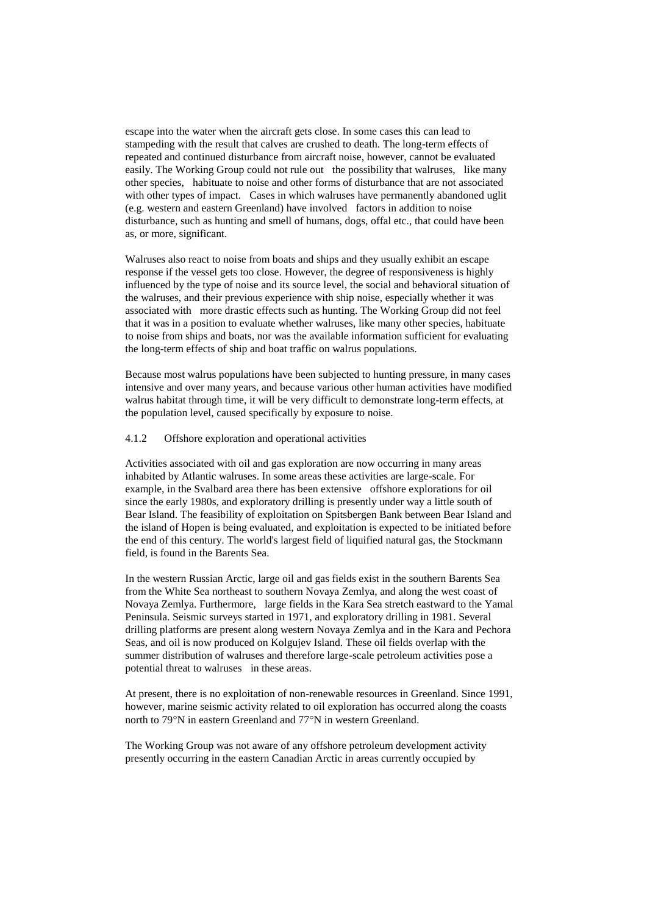escape into the water when the aircraft gets close. In some cases this can lead to stampeding with the result that calves are crushed to death. The long-term effects of repeated and continued disturbance from aircraft noise, however, cannot be evaluated easily. The Working Group could not rule out the possibility that walruses, like many other species, habituate to noise and other forms of disturbance that are not associated with other types of impact. Cases in which walruses have permanently abandoned uglit (e.g. western and eastern Greenland) have involved factors in addition to noise disturbance, such as hunting and smell of humans, dogs, offal etc., that could have been as, or more, significant.

Walruses also react to noise from boats and ships and they usually exhibit an escape response if the vessel gets too close. However, the degree of responsiveness is highly influenced by the type of noise and its source level, the social and behavioral situation of the walruses, and their previous experience with ship noise, especially whether it was associated with more drastic effects such as hunting. The Working Group did not feel that it was in a position to evaluate whether walruses, like many other species, habituate to noise from ships and boats, nor was the available information sufficient for evaluating the long-term effects of ship and boat traffic on walrus populations.

Because most walrus populations have been subjected to hunting pressure, in many cases intensive and over many years, and because various other human activities have modified walrus habitat through time, it will be very difficult to demonstrate long-term effects, at the population level, caused specifically by exposure to noise.

#### 4.1.2 Offshore exploration and operational activities

Activities associated with oil and gas exploration are now occurring in many areas inhabited by Atlantic walruses. In some areas these activities are large-scale. For example, in the Svalbard area there has been extensive offshore explorations for oil since the early 1980s, and exploratory drilling is presently under way a little south of Bear Island. The feasibility of exploitation on Spitsbergen Bank between Bear Island and the island of Hopen is being evaluated, and exploitation is expected to be initiated before the end of this century. The world's largest field of liquified natural gas, the Stockmann field, is found in the Barents Sea.

In the western Russian Arctic, large oil and gas fields exist in the southern Barents Sea from the White Sea northeast to southern Novaya Zemlya, and along the west coast of Novaya Zemlya. Furthermore, large fields in the Kara Sea stretch eastward to the Yamal Peninsula. Seismic surveys started in 1971, and exploratory drilling in 1981. Several drilling platforms are present along western Novaya Zemlya and in the Kara and Pechora Seas, and oil is now produced on Kolgujev Island. These oil fields overlap with the summer distribution of walruses and therefore large-scale petroleum activities pose a potential threat to walruses in these areas.

At present, there is no exploitation of non-renewable resources in Greenland. Since 1991, however, marine seismic activity related to oil exploration has occurred along the coasts north to 79°N in eastern Greenland and 77°N in western Greenland.

The Working Group was not aware of any offshore petroleum development activity presently occurring in the eastern Canadian Arctic in areas currently occupied by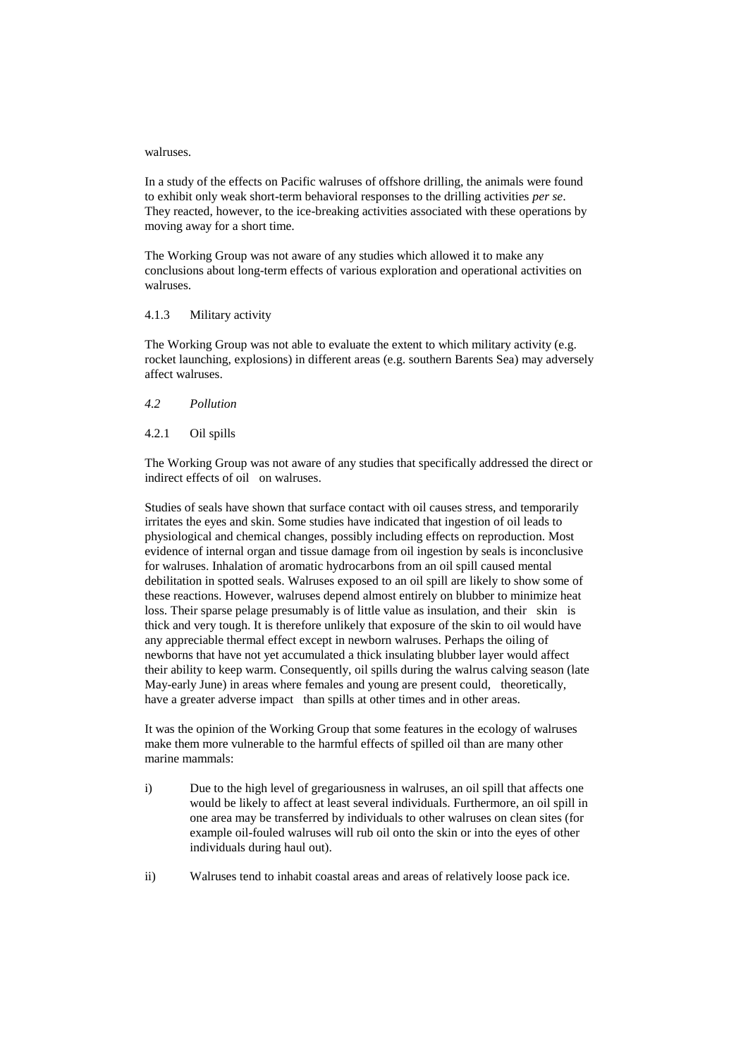walruses.

In a study of the effects on Pacific walruses of offshore drilling, the animals were found to exhibit only weak short-term behavioral responses to the drilling activities *per se*. They reacted, however, to the ice-breaking activities associated with these operations by moving away for a short time.

The Working Group was not aware of any studies which allowed it to make any conclusions about long-term effects of various exploration and operational activities on walruses.

4.1.3 Military activity

The Working Group was not able to evaluate the extent to which military activity (e.g. rocket launching, explosions) in different areas (e.g. southern Barents Sea) may adversely affect walruses.

## *4.2 Pollution*

### 4.2.1 Oil spills

The Working Group was not aware of any studies that specifically addressed the direct or indirect effects of oil on walruses.

Studies of seals have shown that surface contact with oil causes stress, and temporarily irritates the eyes and skin. Some studies have indicated that ingestion of oil leads to physiological and chemical changes, possibly including effects on reproduction. Most evidence of internal organ and tissue damage from oil ingestion by seals is inconclusive for walruses. Inhalation of aromatic hydrocarbons from an oil spill caused mental debilitation in spotted seals. Walruses exposed to an oil spill are likely to show some of these reactions. However, walruses depend almost entirely on blubber to minimize heat loss. Their sparse pelage presumably is of little value as insulation, and their skin is thick and very tough. It is therefore unlikely that exposure of the skin to oil would have any appreciable thermal effect except in newborn walruses. Perhaps the oiling of newborns that have not yet accumulated a thick insulating blubber layer would affect their ability to keep warm. Consequently, oil spills during the walrus calving season (late May-early June) in areas where females and young are present could, theoretically, have a greater adverse impact than spills at other times and in other areas.

It was the opinion of the Working Group that some features in the ecology of walruses make them more vulnerable to the harmful effects of spilled oil than are many other marine mammals:

i) Due to the high level of gregariousness in walruses, an oil spill that affects one would be likely to affect at least several individuals. Furthermore, an oil spill in one area may be transferred by individuals to other walruses on clean sites (for example oil-fouled walruses will rub oil onto the skin or into the eyes of other individuals during haul out).

ii) Walruses tend to inhabit coastal areas and areas of relatively loose pack ice.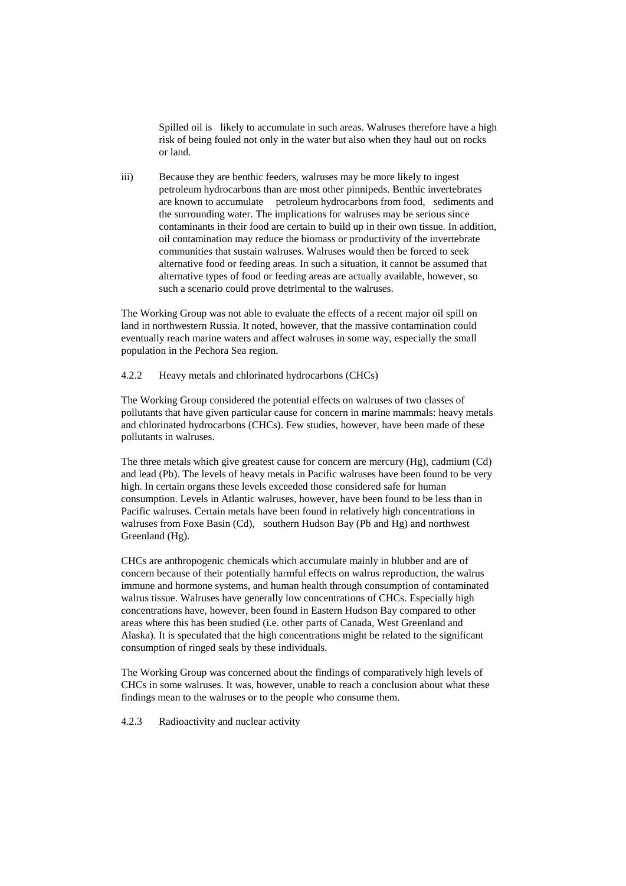Spilled oil is likely to accumulate in such areas. Walruses therefore have a high risk of being fouled not only in the water but also when they haul out on rocks or land.

iii) Because they are benthic feeders, walruses may be more likely to ingest petroleum hydrocarbons than are most other pinnipeds. Benthic invertebrates are known to accumulate petroleum hydrocarbons from food, sediments and the surrounding water. The implications for walruses may be serious since contaminants in their food are certain to build up in their own tissue. In addition, oil contamination may reduce the biomass or productivity of the invertebrate communities that sustain walruses. Walruses would then be forced to seek alternative food or feeding areas. In such a situation, it cannot be assumed that alternative types of food or feeding areas are actually available, however, so such a scenario could prove detrimental to the walruses.

The Working Group was not able to evaluate the effects of a recent major oil spill on land in northwestern Russia. It noted, however, that the massive contamination could eventually reach marine waters and affect walruses in some way, especially the small population in the Pechora Sea region.

#### 4.2.2 Heavy metals and chlorinated hydrocarbons (CHCs)

The Working Group considered the potential effects on walruses of two classes of pollutants that have given particular cause for concern in marine mammals: heavy metals and chlorinated hydrocarbons (CHCs). Few studies, however, have been made of these pollutants in walruses.

The three metals which give greatest cause for concern are mercury (Hg), cadmium (Cd) and lead (Pb). The levels of heavy metals in Pacific walruses have been found to be very high. In certain organs these levels exceeded those considered safe for human consumption. Levels in Atlantic walruses, however, have been found to be less than in Pacific walruses. Certain metals have been found in relatively high concentrations in walruses from Foxe Basin (Cd), southern Hudson Bay (Pb and Hg) and northwest Greenland (Hg).

CHCs are anthropogenic chemicals which accumulate mainly in blubber and are of concern because of their potentially harmful effects on walrus reproduction, the walrus immune and hormone systems, and human health through consumption of contaminated walrus tissue. Walruses have generally low concentrations of CHCs. Especially high concentrations have, however, been found in Eastern Hudson Bay compared to other areas where this has been studied (i.e. other parts of Canada, West Greenland and Alaska). It is speculated that the high concentrations might be related to the significant consumption of ringed seals by these individuals.

The Working Group was concerned about the findings of comparatively high levels of CHCs in some walruses. It was, however, unable to reach a conclusion about what these findings mean to the walruses or to the people who consume them.

#### 4.2.3 Radioactivity and nuclear activity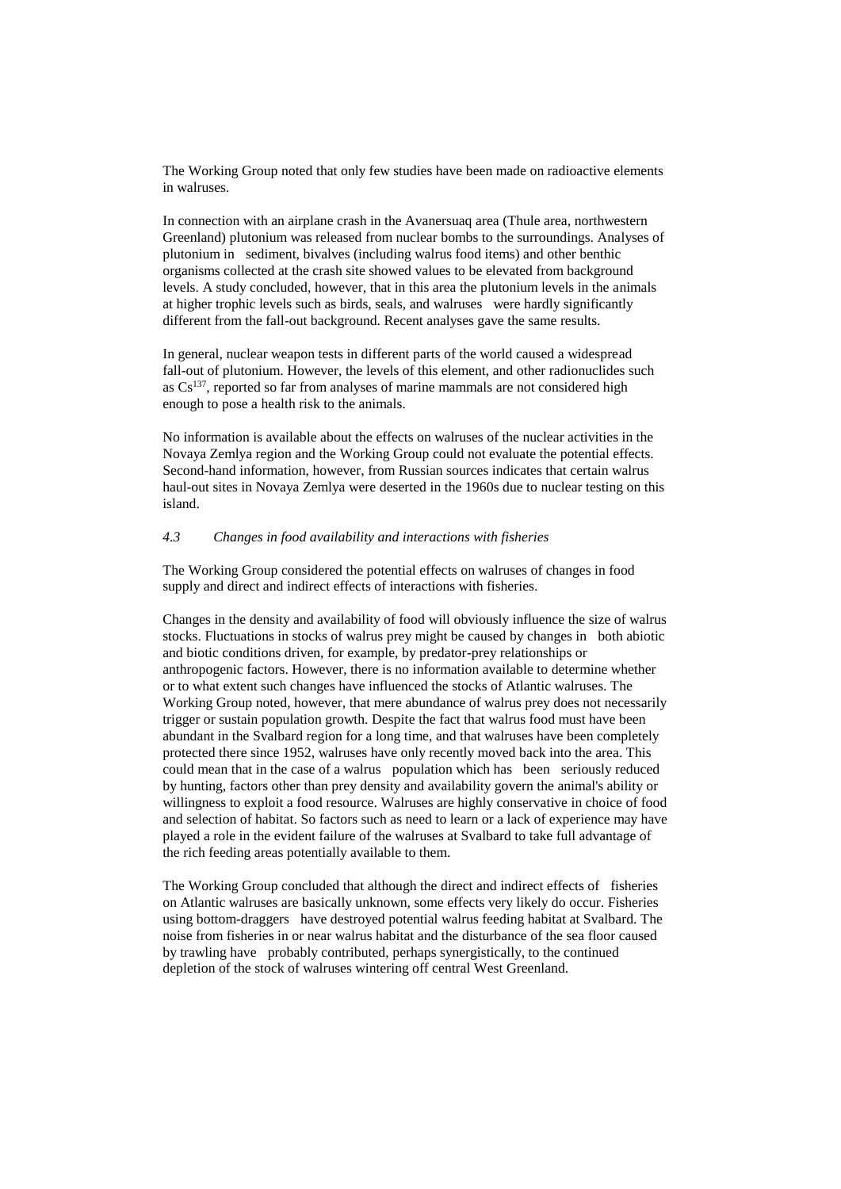The Working Group noted that only few studies have been made on radioactive elements in walruses.

In connection with an airplane crash in the Avanersuaq area (Thule area, northwestern Greenland) plutonium was released from nuclear bombs to the surroundings. Analyses of plutonium in sediment, bivalves (including walrus food items) and other benthic organisms collected at the crash site showed values to be elevated from background levels. A study concluded, however, that in this area the plutonium levels in the animals at higher trophic levels such as birds, seals, and walruses were hardly significantly different from the fall-out background. Recent analyses gave the same results.

In general, nuclear weapon tests in different parts of the world caused a widespread fall-out of plutonium. However, the levels of this element, and other radionuclides such as $Cs^{137}$, reported so far from analyses of marine mammals are not considered high enough to pose a health risk to the animals.

No information is available about the effects on walruses of the nuclear activities in the Novaya Zemlya region and the Working Group could not evaluate the potential effects. Second-hand information, however, from Russian sources indicates that certain walrus haul-out sites in Novaya Zemlya were deserted in the 1960s due to nuclear testing on this island.

### *4.3 Changes in food availability and interactions with fisheries*

The Working Group considered the potential effects on walruses of changes in food supply and direct and indirect effects of interactions with fisheries.

Changes in the density and availability of food will obviously influence the size of walrus stocks. Fluctuations in stocks of walrus prey might be caused by changes in both abiotic and biotic conditions driven, for example, by predator-prey relationships or anthropogenic factors. However, there is no information available to determine whether or to what extent such changes have influenced the stocks of Atlantic walruses. The Working Group noted, however, that mere abundance of walrus prey does not necessarily trigger or sustain population growth. Despite the fact that walrus food must have been abundant in the Svalbard region for a long time, and that walruses have been completely protected there since 1952, walruses have only recently moved back into the area. This could mean that in the case of a walrus population which has been seriously reduced by hunting, factors other than prey density and availability govern the animal's ability or willingness to exploit a food resource. Walruses are highly conservative in choice of food and selection of habitat. So factors such as need to learn or a lack of experience may have played a role in the evident failure of the walruses at Svalbard to take full advantage of the rich feeding areas potentially available to them.

The Working Group concluded that although the direct and indirect effects of fisheries on Atlantic walruses are basically unknown, some effects very likely do occur. Fisheries using bottom-draggers have destroyed potential walrus feeding habitat at Svalbard. The noise from fisheries in or near walrus habitat and the disturbance of the sea floor caused by trawling have probably contributed, perhaps synergistically, to the continued depletion of the stock of walruses wintering off central West Greenland.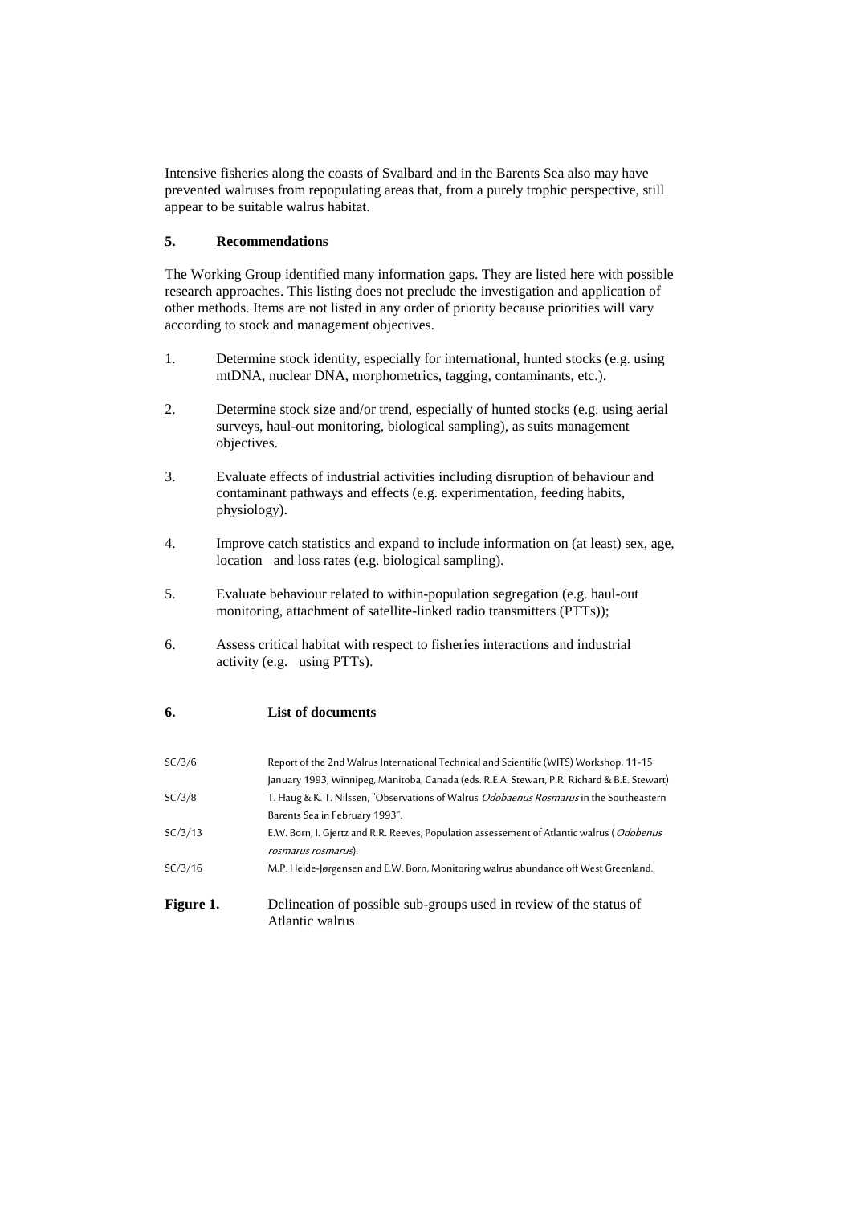Intensive fisheries along the coasts of Svalbard and in the Barents Sea also may have prevented walruses from repopulating areas that, from a purely trophic perspective, still appear to be suitable walrus habitat.

## 5. Recommendations

The Working Group identified many information gaps. They are listed here with possible research approaches. This listing does not preclude the investigation and application of other methods. Items are not listed in any order of priority because priorities will vary according to stock and management objectives.

1. Determine stock identity, especially for international, hunted stocks (e.g. using mtDNA, nuclear DNA, morphometrics, tagging, contaminants, etc.).

2. Determine stock size and/or trend, especially of hunted stocks (e.g. using aerial surveys, haul-out monitoring, biological sampling), as suits management objectives.

3. Evaluate effects of industrial activities including disruption of behaviour and contaminant pathways and effects (e.g. experimentation, feeding habits, physiology).

4. Improve catch statistics and expand to include information on (at least) sex, age, location and loss rates (e.g. biological sampling).

5. Evaluate behaviour related to within-population segregation (e.g. haul-out monitoring, attachment of satellite-linked radio transmitters (PTTs));

6. Assess critical habitat with respect to fisheries interactions and industrial activity (e.g. using PTTs).

## 6. List of documents

| | |
|---|---|
| SC/3/6 | Report of the 2nd Walrus International Technical and Scientific (WITS) Workshop, 11-15 January 1993, Winnipeg, Manitoba, Canada (eds. R.E.A. Stewart, P.R. Richard & B.E. Stewart) |
| SC/3/8 | T. Haug & K. T. Nilssen, "Observations of Walrus *Odobaenus Rosmarus* in the Southeastern Barents Sea in February 1993". |
| SC/3/13 | E.W. Born, I. Gjertz and R.R. Reeves, Population assessement of Atlantic walrus (*Odobenus rosmarus rosmarus*). |
| SC/3/16 | M.P. Heide-Jørgensen and E.W. Born, Monitoring walrus abundance off West Greenland. |

**Figure 1.** Delineation of possible sub-groups used in review of the status of Atlantic walrus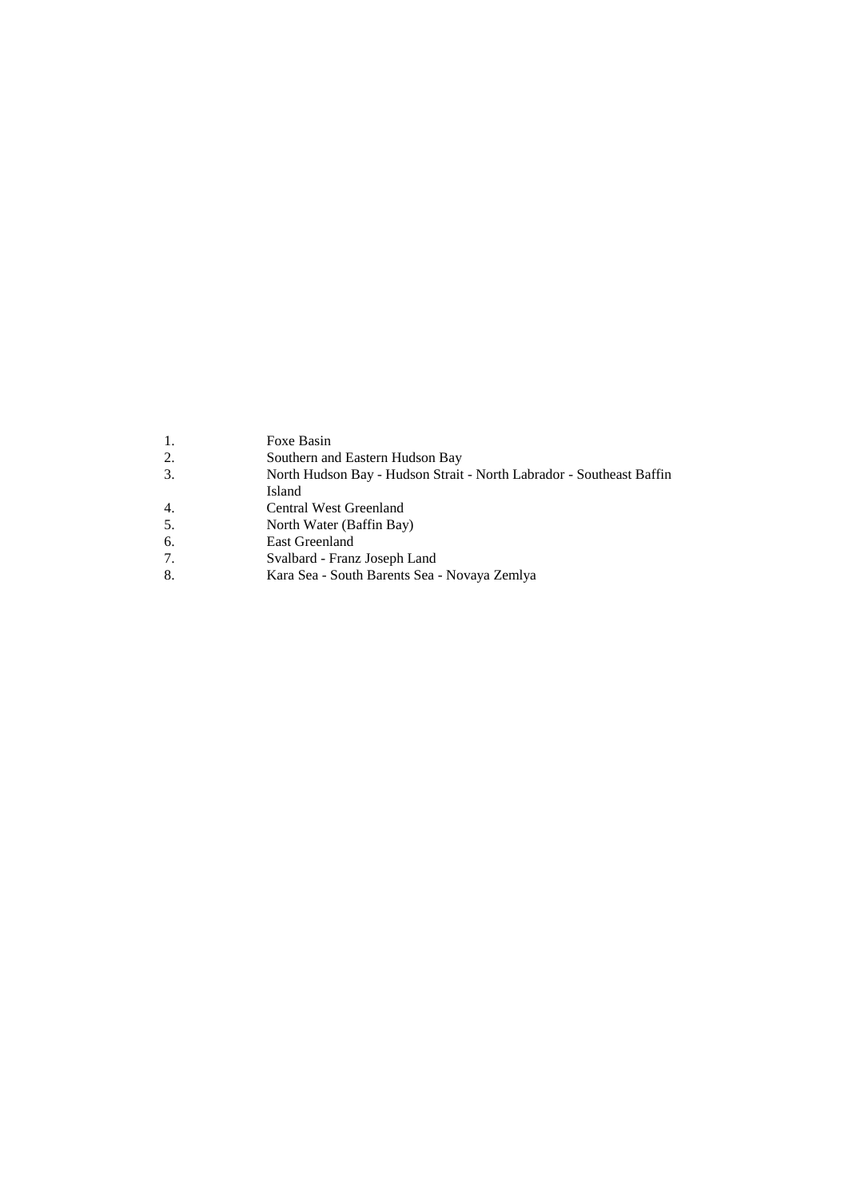1. Foxe Basin
2. Southern and Eastern Hudson Bay
3. North Hudson Bay - Hudson Strait - North Labrador - Southeast Baffin Island
4. Central West Greenland
5. North Water (Baffin Bay)
6. East Greenland
7. Svalbard - Franz Joseph Land
8. Kara Sea - South Barents Sea - Novaya Zemlya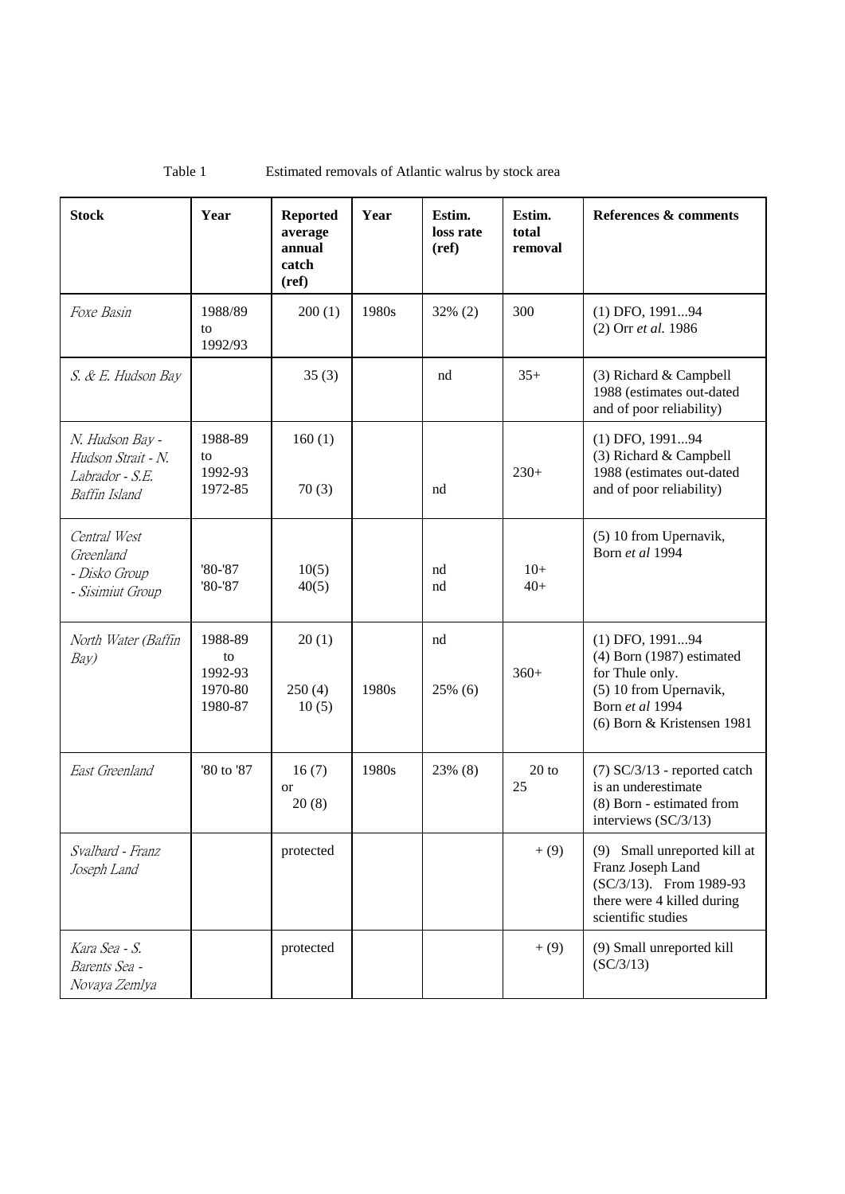Table 1 Estimated removals of Atlantic walrus by stock area

| **Stock** | **Year** | **Reported average annual catch (ref)** | **Year** | **Estim. loss rate (ref)** | **Estim. total removal** | **References & comments** |
|---|---|---|---|---|---|---|
| *Foxe Basin* | 1988/89 to 1992/93 | 200 (1) | 1980s | 32% (2) | 300 | (1) DFO, 1991...94<br>(2) Orr *et al.* 1986 |
| *S. & E. Hudson Bay* | | 35 (3) | | nd | 35+ | (3) Richard & Campbell 1988 (estimates out-dated and of poor reliability) |
| *N. Hudson Bay - Hudson Strait - N. Labrador - S.E. Baffin Island* | 1988-89 to 1992-93<br>1972-85 | 160 (1)<br><br>70 (3) | | nd | 230+ | (1) DFO, 1991...94<br>(3) Richard & Campbell 1988 (estimates out-dated and of poor reliability) |
| *Central West Greenland*<br>*- Disko Group*<br>*- Sisimiut Group* | <br>'80-'87<br>'80-'87 | <br>10(5)<br>40(5) | | <br>nd<br>nd | <br>10+<br>40+ | (5) 10 from Upernavik, Born *et al* 1994 |
| *North Water (Baffin Bay)* | 1988-89 to 1992-93<br>1970-80<br>1980-87 | 20 (1)<br><br>250 (4)<br>10 (5) | <br><br>1980s | nd<br><br>25% (6) | 360+ | (1) DFO, 1991...94<br>(4) Born (1987) estimated for Thule only.<br>(5) 10 from Upernavik, Born *et al* 1994<br>(6) Born & Kristensen 1981 |
| *East Greenland* | '80 to '87 | 16 (7) or 20 (8) | 1980s | 23% (8) | 20 to 25 | (7) SC/3/13 - reported catch is an underestimate<br>(8) Born - estimated from interviews (SC/3/13) |
| *Svalbard - Franz Joseph Land* | | protected | | | + (9) | (9) Small unreported kill at Franz Joseph Land (SC/3/13). From 1989-93 there were 4 killed during scientific studies |
| *Kara Sea - S. Barents Sea - Novaya Zemlya* | | protected | | | + (9) | (9) Small unreported kill (SC/3/13) |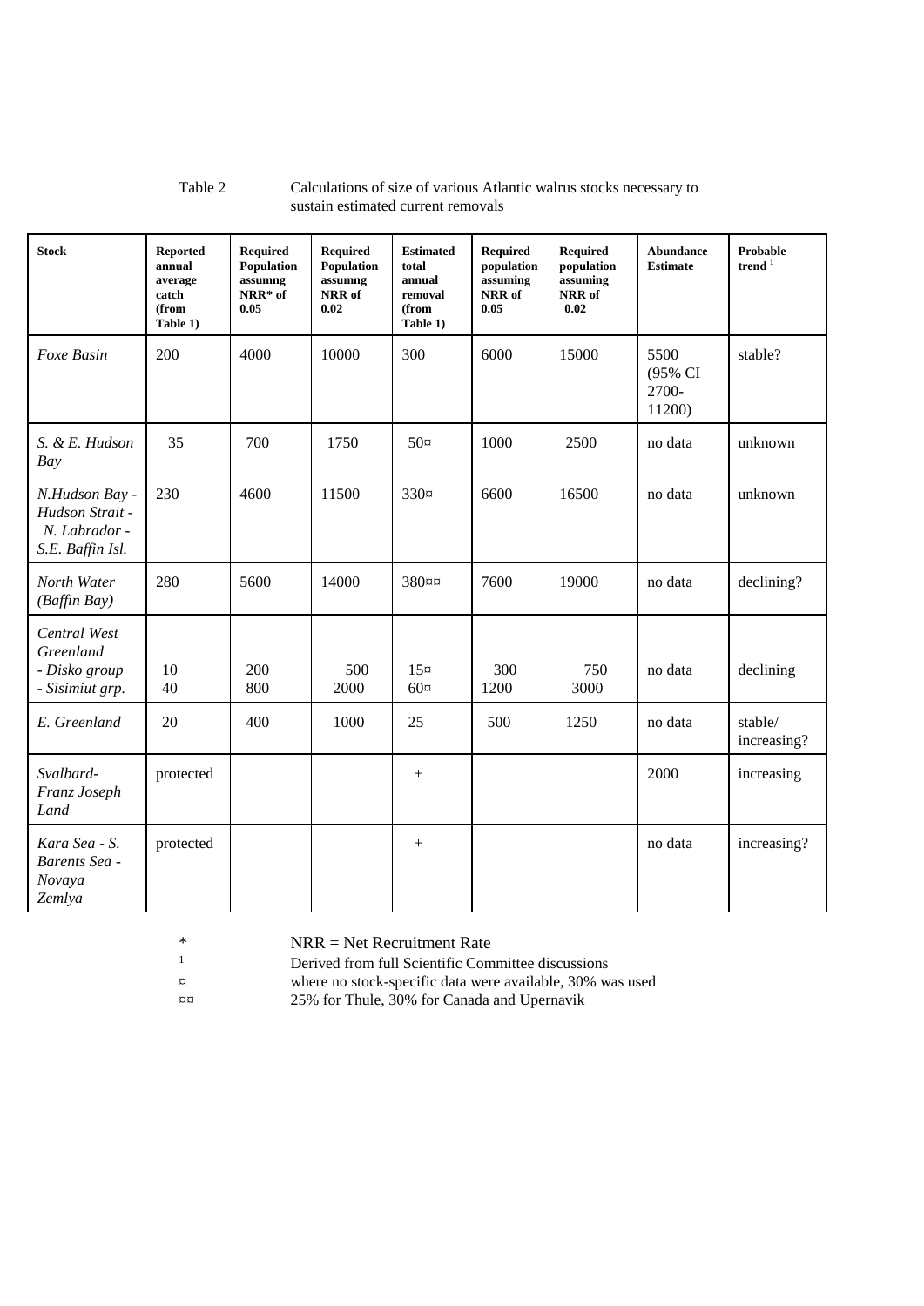Table 2 Calculations of size of various Atlantic walrus stocks necessary to sustain estimated current removals

| **Stock** | **Reported annual average catch (from Table 1)** | **Required Population assumng NRR* of 0.05** | **Required Population assumng NRR of 0.02** | **Estimated total annual removal (from Table 1)** | **Required population assuming NRR of 0.05** | **Required population assuming NRR of 0.02** | **Abundance Estimate** | **Probable trend [1]** |
|---|---|---|---|---|---|---|---|---|
| *Foxe Basin* | 200 | 4000 | 10000 | 300 | 6000 | 15000 | 5500 (95% CI 2700-11200) | stable? |
| *S. & E. Hudson Bay* | 35 | 700 | 1750 | 50¤ | 1000 | 2500 | no data | unknown |
| *N.Hudson Bay - Hudson Strait - N. Labrador - S.E. Baffin Isl.* | 230 | 4600 | 11500 | 330¤ | 6600 | 16500 | no data | unknown |
| *North Water (Baffin Bay)* | 280 | 5600 | 14000 | 380¤¤ | 7600 | 19000 | no data | declining? |
| *Central West Greenland* | | | | | | | | |
| *- Disko group* | 10 | 200 | 500 | 15¤ | 300 | 750 | no data | declining |
| *- Sisimiut grp.* | 40 | 800 | 2000 | 60¤ | 1200 | 3000 | | |
| *E. Greenland* | 20 | 400 | 1000 | 25 | 500 | 1250 | no data | stable/ increasing? |
| *Svalbard-Franz Joseph Land* | protected | | | + | | | 2000 | increasing |
| *Kara Sea - S. Barents Sea - Novaya Zemlya* | protected | | | + | | | no data | increasing? |

\* NRR = Net Recruitment Rate

[1] Derived from full Scientific Committee discussions

¤ where no stock-specific data were available, 30% was used

¤¤ 25% for Thule, 30% for Canada and Upernavik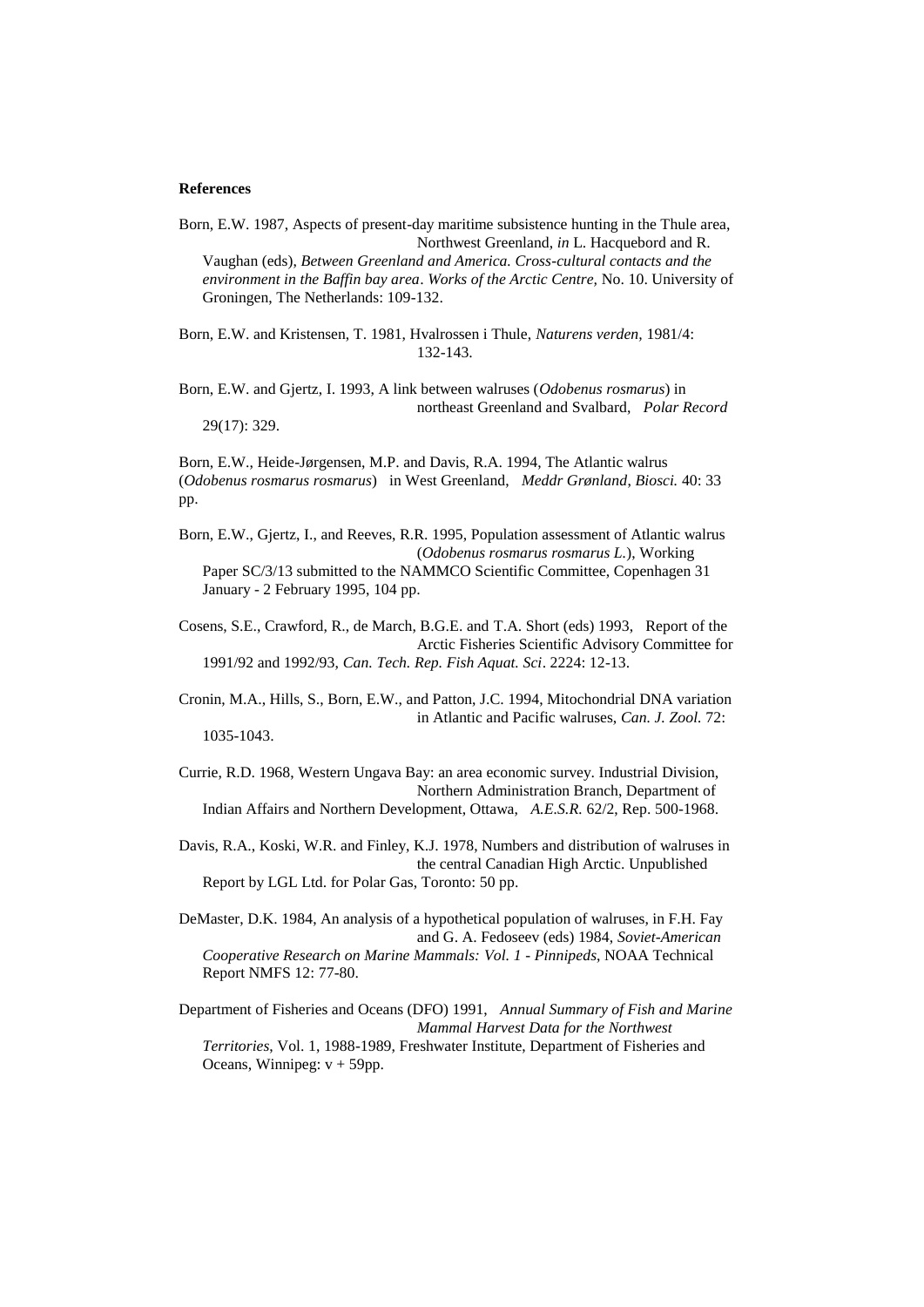**References**

Born, E.W. 1987, Aspects of present-day maritime subsistence hunting in the Thule area, Northwest Greenland, *in* L. Hacquebord and R. Vaughan (eds), *Between Greenland and America. Cross-cultural contacts and the environment in the Baffin bay area*. *Works of the Arctic Centre,* No. 10. University of Groningen, The Netherlands: 109-132.

Born, E.W. and Kristensen, T. 1981, Hvalrossen i Thule, *Naturens verden,* 1981/4: 132-143.

Born, E.W. and Gjertz, I. 1993, A link between walruses (*Odobenus rosmarus*) in northeast Greenland and Svalbard, *Polar Record* 29(17): 329.

Born, E.W., Heide-Jørgensen, M.P. and Davis, R.A. 1994, The Atlantic walrus (*Odobenus rosmarus rosmarus*) in West Greenland, *Meddr Grønland, Biosci.* 40: 33 pp.

Born, E.W., Gjertz, I., and Reeves, R.R. 1995, Population assessment of Atlantic walrus (*Odobenus rosmarus rosmarus L.*), Working Paper SC/3/13 submitted to the NAMMCO Scientific Committee, Copenhagen 31 January - 2 February 1995, 104 pp.

Cosens, S.E., Crawford, R., de March, B.G.E. and T.A. Short (eds) 1993, Report of the Arctic Fisheries Scientific Advisory Committee for 1991/92 and 1992/93, *Can. Tech. Rep. Fish Aquat. Sci*. 2224: 12-13.

Cronin, M.A., Hills, S., Born, E.W., and Patton, J.C. 1994, Mitochondrial DNA variation in Atlantic and Pacific walruses, *Can. J. Zool.* 72: 1035-1043.

Currie, R.D. 1968, Western Ungava Bay: an area economic survey. Industrial Division, Northern Administration Branch, Department of Indian Affairs and Northern Development, Ottawa, *A.E.S.R.* 62/2, Rep. 500-1968.

Davis, R.A., Koski, W.R. and Finley, K.J. 1978, Numbers and distribution of walruses in the central Canadian High Arctic. Unpublished Report by LGL Ltd. for Polar Gas, Toronto: 50 pp.

DeMaster, D.K. 1984, An analysis of a hypothetical population of walruses, in F.H. Fay and G. A. Fedoseev (eds) 1984, *Soviet-American Cooperative Research on Marine Mammals: Vol. 1 - Pinnipeds*, NOAA Technical Report NMFS 12: 77-80.

Department of Fisheries and Oceans (DFO) 1991, *Annual Summary of Fish and Marine Mammal Harvest Data for the Northwest Territories*, Vol. 1, 1988-1989, Freshwater Institute, Department of Fisheries and Oceans, Winnipeg: v + 59pp.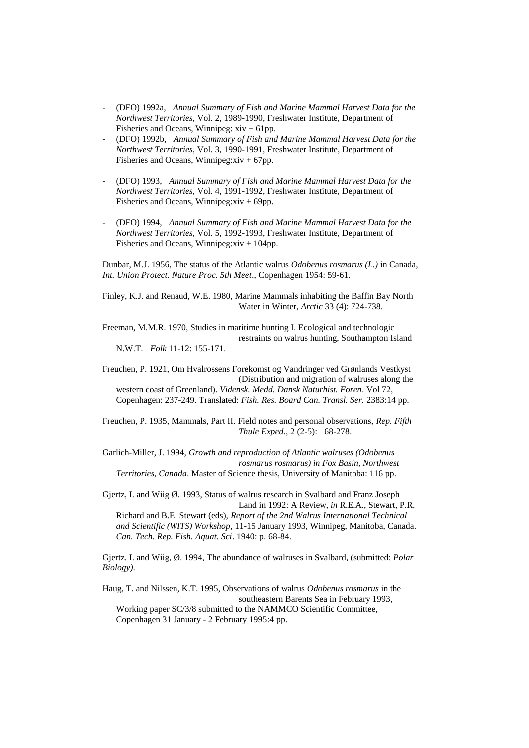- (DFO) 1992a, *Annual Summary of Fish and Marine Mammal Harvest Data for the Northwest Territories*, Vol. 2, 1989-1990, Freshwater Institute, Department of Fisheries and Oceans, Winnipeg: xiv + 61pp.
- (DFO) 1992b, *Annual Summary of Fish and Marine Mammal Harvest Data for the Northwest Territories*, Vol. 3, 1990-1991, Freshwater Institute, Department of Fisheries and Oceans, Winnipeg:xiv + 67pp.
- (DFO) 1993, *Annual Summary of Fish and Marine Mammal Harvest Data for the Northwest Territories*, Vol. 4, 1991-1992, Freshwater Institute, Department of Fisheries and Oceans, Winnipeg:xiv + 69pp.
- (DFO) 1994, *Annual Summary of Fish and Marine Mammal Harvest Data for the Northwest Territories*, Vol. 5, 1992-1993, Freshwater Institute, Department of Fisheries and Oceans, Winnipeg:xiv + 104pp.

Dunbar, M.J. 1956, The status of the Atlantic walrus *Odobenus rosmarus (L.)* in Canada, *Int. Union Protect. Nature Proc. 5th Meet*., Copenhagen 1954: 59-61.

Finley, K.J. and Renaud, W.E. 1980, Marine Mammals inhabiting the Baffin Bay North Water in Winter, *Arctic* 33 (4): 724-738.

Freeman, M.M.R. 1970, Studies in maritime hunting I. Ecological and technologic restraints on walrus hunting, Southampton Island N.W.T. *Folk* 11-12: 155-171.

Freuchen, P. 1921, Om Hvalrossens Forekomst og Vandringer ved Grønlands Vestkyst (Distribution and migration of walruses along the western coast of Greenland). *Vidensk. Medd. Dansk Naturhist. Foren*. Vol 72, Copenhagen: 237-249. Translated: *Fish. Res. Board Can. Transl. Ser.* 2383:14 pp.

Freuchen, P. 1935, Mammals, Part II. Field notes and personal observations, *Rep. Fifth Thule Exped.*, 2 (2-5): 68-278.

Garlich-Miller, J. 1994, *Growth and reproduction of Atlantic walruses (Odobenus rosmarus rosmarus) in Fox Basin, Northwest Territories, Canada*. Master of Science thesis, University of Manitoba: 116 pp.

Gjertz, I. and Wiig Ø. 1993, Status of walrus research in Svalbard and Franz Joseph Land in 1992: A Review, *in* R.E.A., Stewart, P.R. Richard and B.E. Stewart (eds), *Report of the 2nd Walrus International Technical and Scientific (WITS) Workshop*, 11-15 January 1993, Winnipeg, Manitoba, Canada. *Can. Tech. Rep. Fish. Aquat. Sci*. 1940: p. 68-84.

Gjertz, I. and Wiig, Ø. 1994, The abundance of walruses in Svalbard, (submitted: *Polar Biology)*.

Haug, T. and Nilssen, K.T. 1995, Observations of walrus *Odobenus rosmarus* in the southeastern Barents Sea in February 1993, Working paper SC/3/8 submitted to the NAMMCO Scientific Committee, Copenhagen 31 January - 2 February 1995:4 pp.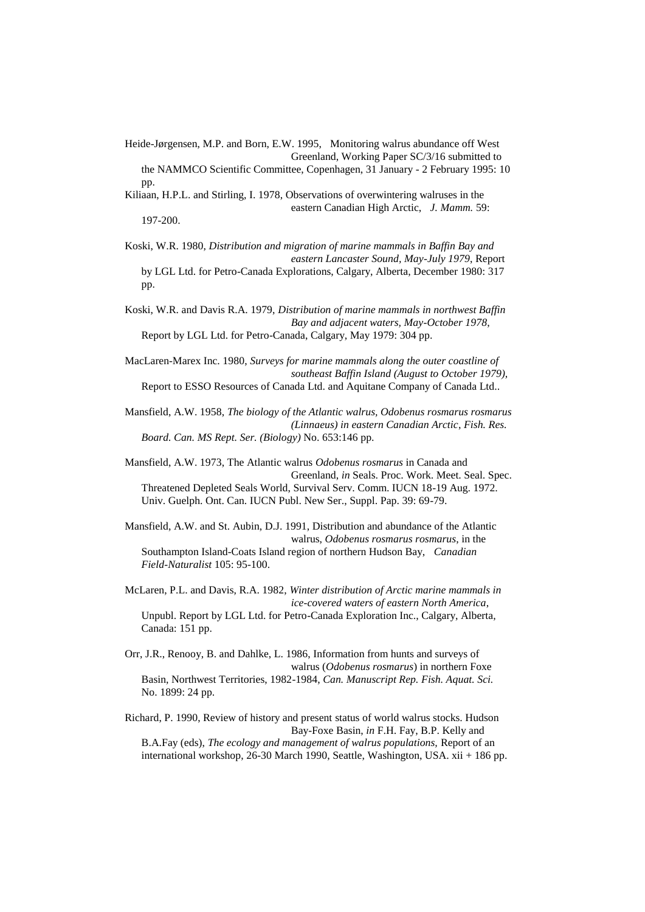Heide-Jørgensen, M.P. and Born, E.W. 1995, Monitoring walrus abundance off West Greenland, Working Paper SC/3/16 submitted to the NAMMCO Scientific Committee, Copenhagen, 31 January - 2 February 1995: 10 pp.

Kiliaan, H.P.L. and Stirling, I. 1978, Observations of overwintering walruses in the eastern Canadian High Arctic, *J. Mamm.* 59: 197-200.

Koski, W.R. 1980, *Distribution and migration of marine mammals in Baffin Bay and eastern Lancaster Sound, May-July 1979*, Report by LGL Ltd. for Petro-Canada Explorations, Calgary, Alberta, December 1980: 317 pp.

Koski, W.R. and Davis R.A. 1979, *Distribution of marine mammals in northwest Baffin Bay and adjacent waters, May-October 1978*, Report by LGL Ltd. for Petro-Canada, Calgary, May 1979: 304 pp.

MacLaren-Marex Inc. 1980, *Surveys for marine mammals along the outer coastline of southeast Baffin Island (August to October 1979),* Report to ESSO Resources of Canada Ltd. and Aquitane Company of Canada Ltd..

Mansfield, A.W. 1958, *The biology of the Atlantic walrus, Odobenus rosmarus rosmarus (Linnaeus) in eastern Canadian Arctic, Fish. Res. Board. Can. MS Rept. Ser. (Biology)* No. 653:146 pp.

Mansfield, A.W. 1973, The Atlantic walrus *Odobenus rosmarus* in Canada and Greenland, *in* Seals. Proc. Work. Meet. Seal. Spec. Threatened Depleted Seals World, Survival Serv. Comm. IUCN 18-19 Aug. 1972. Univ. Guelph. Ont. Can. IUCN Publ. New Ser., Suppl. Pap. 39: 69-79.

Mansfield, A.W. and St. Aubin, D.J. 1991, Distribution and abundance of the Atlantic walrus, *Odobenus rosmarus rosmarus*, in the Southampton Island-Coats Island region of northern Hudson Bay, *Canadian Field-Naturalist* 105: 95-100.

McLaren, P.L. and Davis, R.A. 1982, *Winter distribution of Arctic marine mammals in ice-covered waters of eastern North America*, Unpubl. Report by LGL Ltd. for Petro-Canada Exploration Inc., Calgary, Alberta, Canada: 151 pp.

Orr, J.R., Renooy, B. and Dahlke, L. 1986, Information from hunts and surveys of walrus (*Odobenus rosmarus*) in northern Foxe Basin, Northwest Territories, 1982-1984, *Can. Manuscript Rep. Fish. Aquat. Sci.* No. 1899: 24 pp.

Richard, P. 1990, Review of history and present status of world walrus stocks. Hudson Bay-Foxe Basin, *in* F.H. Fay, B.P. Kelly and B.A.Fay (eds), *The ecology and management of walrus populations,* Report of an international workshop, 26-30 March 1990, Seattle, Washington, USA. xii + 186 pp.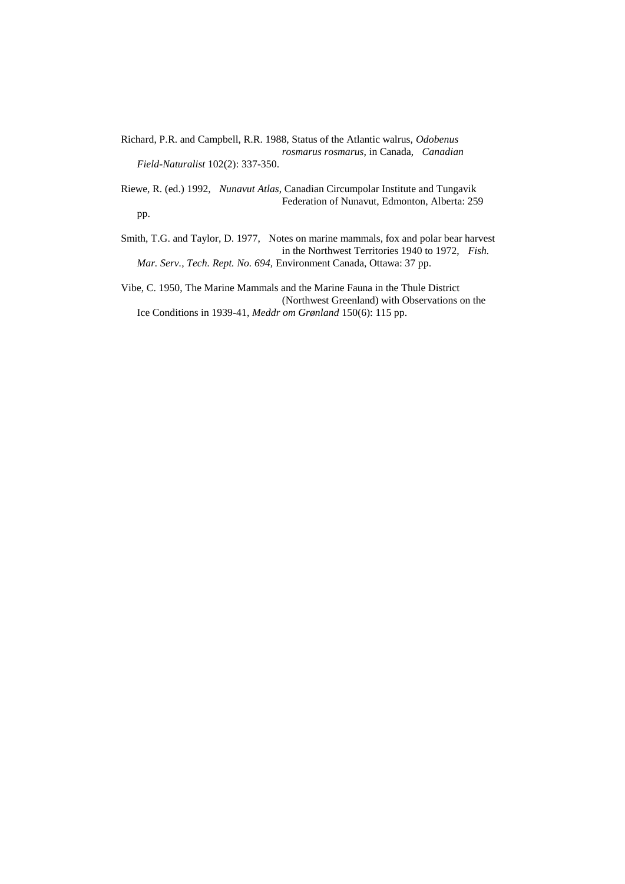Richard, P.R. and Campbell, R.R. 1988, Status of the Atlantic walrus, *Odobenus rosmarus rosmarus*, in Canada, *Canadian Field-Naturalist* 102(2): 337-350.

Riewe, R. (ed.) 1992, *Nunavut Atlas*, Canadian Circumpolar Institute and Tungavik Federation of Nunavut, Edmonton, Alberta: 259 pp.

Smith, T.G. and Taylor, D. 1977, Notes on marine mammals, fox and polar bear harvest in the Northwest Territories 1940 to 1972, *Fish. Mar. Serv., Tech. Rept. No. 694*, Environment Canada, Ottawa: 37 pp.

Vibe, C. 1950, The Marine Mammals and the Marine Fauna in the Thule District (Northwest Greenland) with Observations on the Ice Conditions in 1939-41, *Meddr om Grønland* 150(6): 115 pp.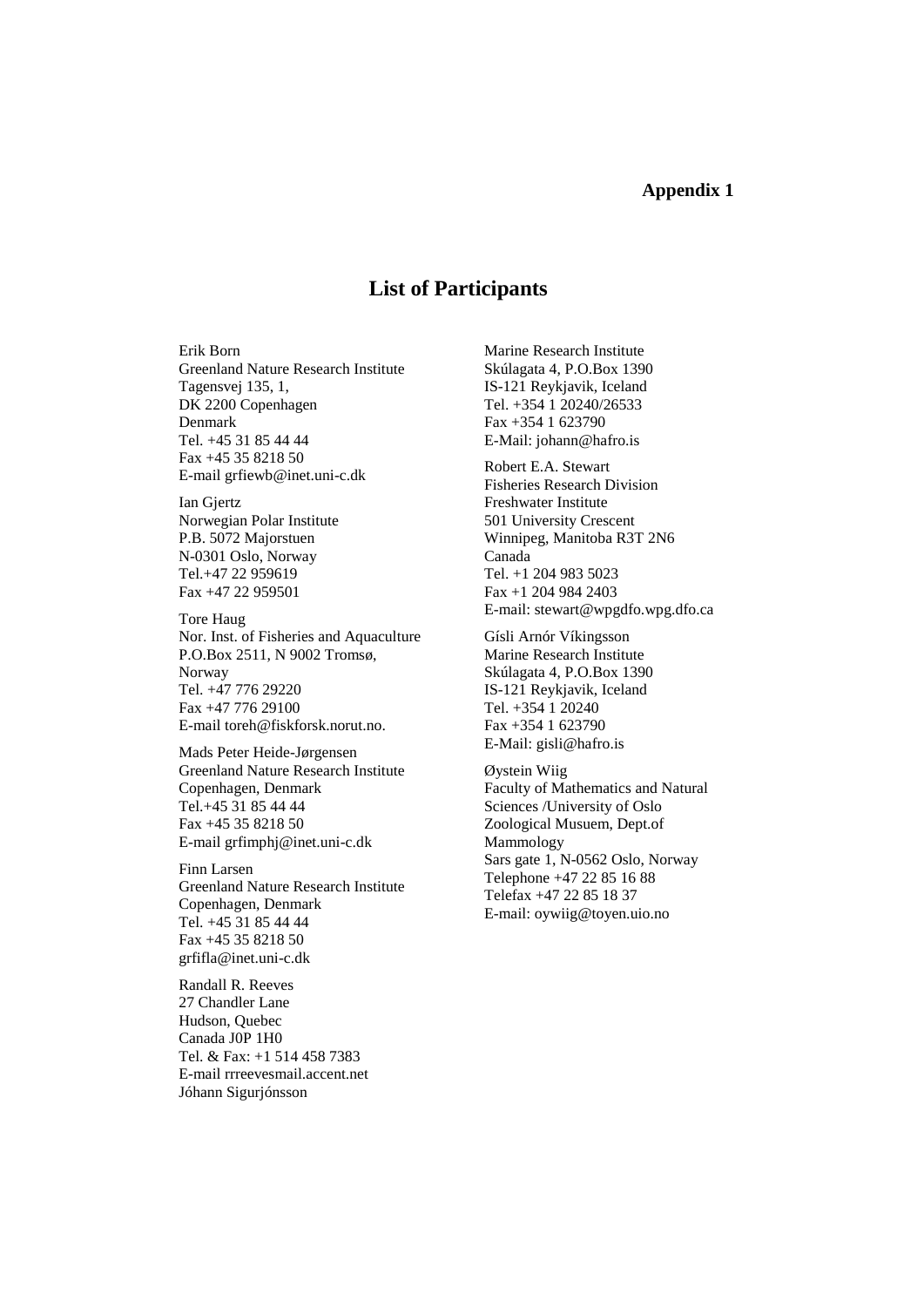**Appendix 1**

# List of Participants

Erik Born
Greenland Nature Research Institute
Tagensvej 135, 1,
DK 2200 Copenhagen
Denmark
Tel. +45 31 85 44 44
Fax +45 35 8218 50
E-mail grfiewb@inet.uni-c.dk

Ian Gjertz
Norwegian Polar Institute
P.B. 5072 Majorstuen
N-0301 Oslo, Norway
Tel.+47 22 959619
Fax +47 22 959501

Tore Haug
Nor. Inst. of Fisheries and Aquaculture
P.O.Box 2511, N 9002 Tromsø,
Norway
Tel. +47 776 29220
Fax +47 776 29100
E-mail toreh@fiskforsk.norut.no.

Mads Peter Heide-Jørgensen
Greenland Nature Research Institute
Copenhagen, Denmark
Tel.+45 31 85 44 44
Fax +45 35 8218 50
E-mail grfimphj@inet.uni-c.dk

Finn Larsen
Greenland Nature Research Institute
Copenhagen, Denmark
Tel. +45 31 85 44 44
Fax +45 35 8218 50
grfifla@inet.uni-c.dk

Randall R. Reeves
27 Chandler Lane
Hudson, Quebec
Canada J0P 1H0
Tel. & Fax: +1 514 458 7383
E-mail rrreevesmail.accent.net

Jóhann Sigurjónsson
Marine Research Institute
Skúlagata 4, P.O.Box 1390
IS-121 Reykjavik, Iceland
Tel. +354 1 20240/26533
Fax +354 1 623790
E-Mail: johann@hafro.is

Robert E.A. Stewart
Fisheries Research Division
Freshwater Institute
501 University Crescent
Winnipeg, Manitoba R3T 2N6
Canada
Tel. +1 204 983 5023
Fax +1 204 984 2403
E-mail: stewart@wpgdfo.wpg.dfo.ca

Gísli Arnór Víkingsson
Marine Research Institute
Skúlagata 4, P.O.Box 1390
IS-121 Reykjavik, Iceland
Tel. +354 1 20240
Fax +354 1 623790
E-Mail: gisli@hafro.is

Øystein Wiig
Faculty of Mathematics and Natural Sciences /University of Oslo
Zoological Musuem, Dept.of Mammology
Sars gate 1, N-0562 Oslo, Norway
Telephone +47 22 85 16 88
Telefax +47 22 85 18 37
E-mail: oywiig@toyen.uio.no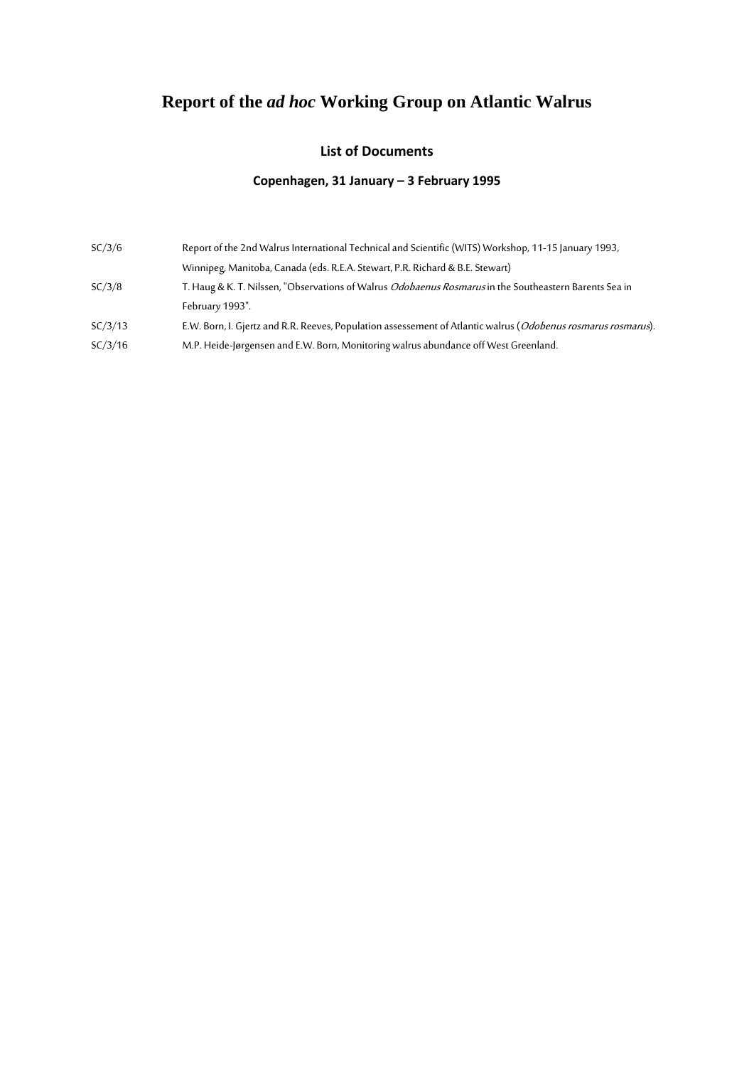# Report of the *ad hoc* Working Group on Atlantic Walrus

## List of Documents

### Copenhagen, 31 January – 3 February 1995

| | |
|---|---|
| SC/3/6 | Report of the 2nd Walrus International Technical and Scientific (WITS) Workshop, 11-15 January 1993, Winnipeg, Manitoba, Canada (eds. R.E.A. Stewart, P.R. Richard & B.E. Stewart) |
| SC/3/8 | T. Haug & K. T. Nilssen, "Observations of Walrus *Odobaenus Rosmarus* in the Southeastern Barents Sea in February 1993". |
| SC/3/13 | E.W. Born, I. Gjertz and R.R. Reeves, Population assessement of Atlantic walrus (*Odobenus rosmarus rosmarus*). |
| SC/3/16 | M.P. Heide-Jørgensen and E.W. Born, Monitoring walrus abundance off West Greenland. |